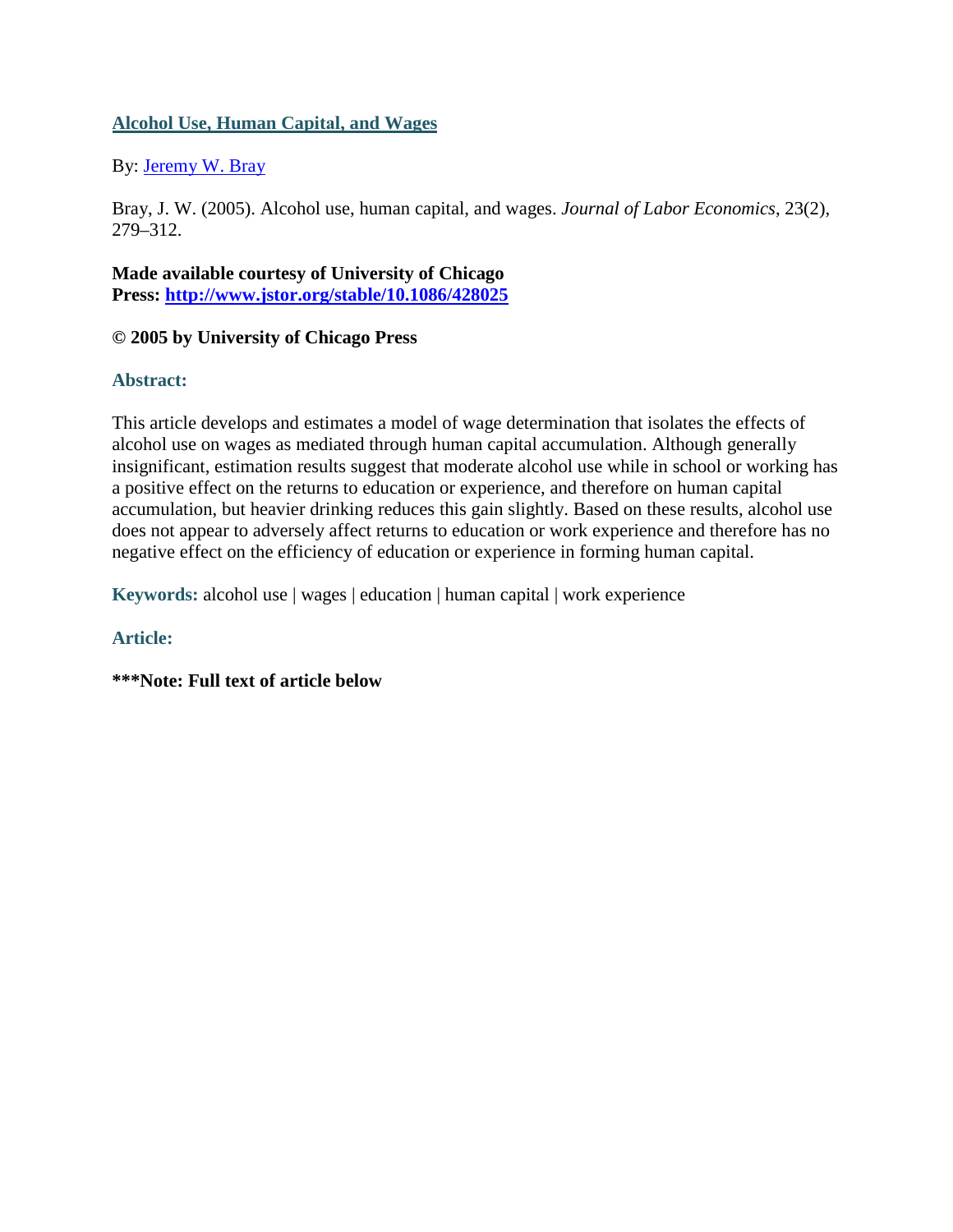# [Alcohol Use, Human Capital, and Wages](http://www.jstor.org/stable/10.1086/428025)

By: [Jeremy W. Bray](https://libres.uncg.edu/ir/uncg/clist.aspx?id=)

Bray, J. W. (2005). Alcohol use, human capital, and wages. *Journal of Labor Economics*, 23(2), 279–312.

**Made available courtesy of University of Chicago Press: [http://www.jstor.org/stable/10.1086/428025](http://www.jstor.org/stable/10.1086/428025)**

**© 2005 by University of Chicago Press**

## Abstract:

This article develops and estimates a model of wage determination that isolates the effects of alcohol use on wages as mediated through human capital accumulation. Although generally insignificant, estimation results suggest that moderate alcohol use while in school or working has a positive effect on the returns to education or experience, and therefore on human capital accumulation, but heavier drinking reduces this gain slightly. Based on these results, alcohol use does not appear to adversely affect returns to education or work experience and therefore has no negative effect on the efficiency of education or experience in forming human capital.

**Keywords:** alcohol use | wages | education | human capital | work experience

## Article:

**\*\*\*Note: Full text of article below**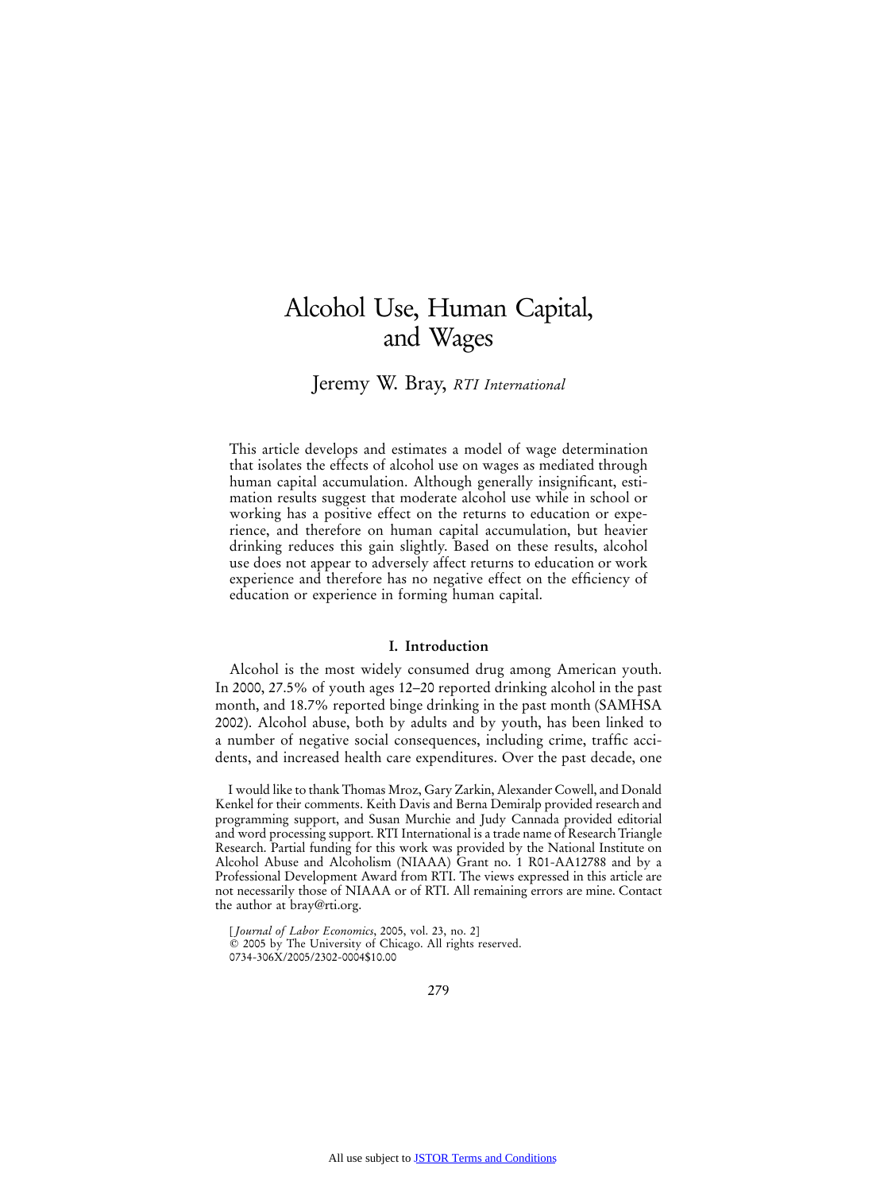# Alcohol Use, Human Capital, and Wages

Jeremy W. Bray, *RTI International*

This article develops and estimates a model of wage determination that isolates the effects of alcohol use on wages as mediated through human capital accumulation. Although generally insignificant, estimation results suggest that moderate alcohol use while in school or working has a positive effect on the returns to education or experience, and therefore on human capital accumulation, but heavier drinking reduces this gain slightly. Based on these results, alcohol use does not appear to adversely affect returns to education or work experience and therefore has no negative effect on the efficiency of education or experience in forming human capital.

## I. Introduction

Alcohol is the most widely consumed drug among American youth. In 2000, 27.5% of youth ages 12–20 reported drinking alcohol in the past month, and 18.7% reported binge drinking in the past month (SAMHSA 2002). Alcohol abuse, both by adults and by youth, has been linked to a number of negative social consequences, including crime, traffic accidents, and increased health care expenditures. Over the past decade, one

I would like to thank Thomas Mroz, Gary Zarkin, Alexander Cowell, and Donald Kenkel for their comments. Keith Davis and Berna Demiralp provided research and programming support, and Susan Murchie and Judy Cannada provided editorial and word processing support. RTI International is a trade name of Research Triangle Research. Partial funding for this work was provided by the National Institute on Alcohol Abuse and Alcoholism (NIAAA) Grant no. 1 R01-AA12788 and by a Professional Development Award from RTI. The views expressed in this article are not necessarily those of NIAAA or of RTI. All remaining errors are mine. Contact the author at bray@rti.org.

[*Journal of Labor Economics*, 2005, vol. 23, no. 2]
© 2005 by The University of Chicago. All rights reserved.
0734-306X/2005/2302-0004$10.00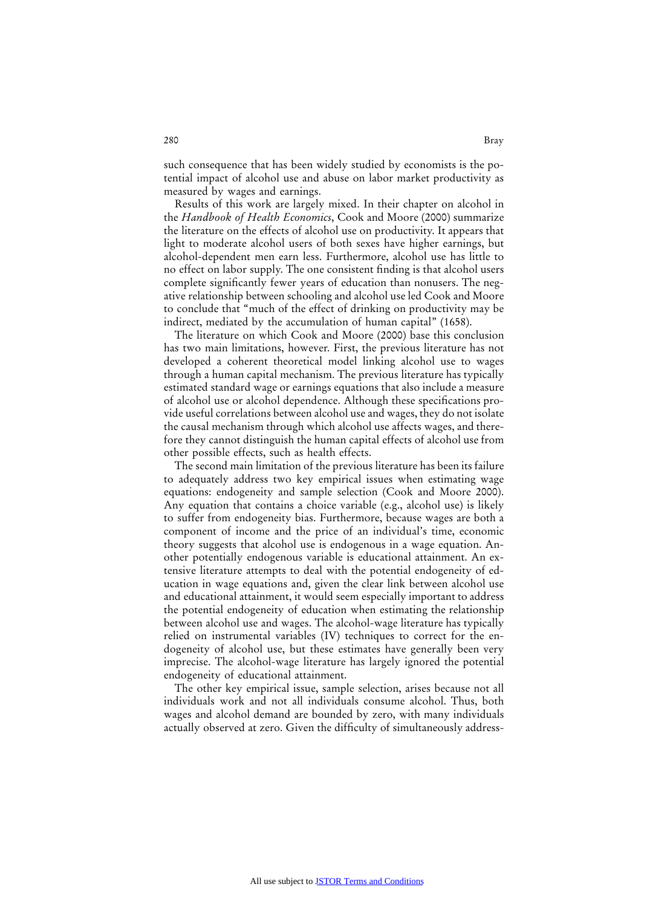such consequence that has been widely studied by economists is the potential impact of alcohol use and abuse on labor market productivity as measured by wages and earnings.

Results of this work are largely mixed. In their chapter on alcohol in the *Handbook of Health Economics*, Cook and Moore (2000) summarize the literature on the effects of alcohol use on productivity. It appears that light to moderate alcohol users of both sexes have higher earnings, but alcohol-dependent men earn less. Furthermore, alcohol use has little to no effect on labor supply. The one consistent finding is that alcohol users complete significantly fewer years of education than nonusers. The negative relationship between schooling and alcohol use led Cook and Moore to conclude that "much of the effect of drinking on productivity may be indirect, mediated by the accumulation of human capital" (1658).

The literature on which Cook and Moore (2000) base this conclusion has two main limitations, however. First, the previous literature has not developed a coherent theoretical model linking alcohol use to wages through a human capital mechanism. The previous literature has typically estimated standard wage or earnings equations that also include a measure of alcohol use or alcohol dependence. Although these specifications provide useful correlations between alcohol use and wages, they do not isolate the causal mechanism through which alcohol use affects wages, and therefore they cannot distinguish the human capital effects of alcohol use from other possible effects, such as health effects.

The second main limitation of the previous literature has been its failure to adequately address two key empirical issues when estimating wage equations: endogeneity and sample selection (Cook and Moore 2000). Any equation that contains a choice variable (e.g., alcohol use) is likely to suffer from endogeneity bias. Furthermore, because wages are both a component of income and the price of an individual's time, economic theory suggests that alcohol use is endogenous in a wage equation. Another potentially endogenous variable is educational attainment. An extensive literature attempts to deal with the potential endogeneity of education in wage equations and, given the clear link between alcohol use and educational attainment, it would seem especially important to address the potential endogeneity of education when estimating the relationship between alcohol use and wages. The alcohol-wage literature has typically relied on instrumental variables (IV) techniques to correct for the endogeneity of alcohol use, but these estimates have generally been very imprecise. The alcohol-wage literature has largely ignored the potential endogeneity of educational attainment.

The other key empirical issue, sample selection, arises because not all individuals work and not all individuals consume alcohol. Thus, both wages and alcohol demand are bounded by zero, with many individuals actually observed at zero. Given the difficulty of simultaneously address-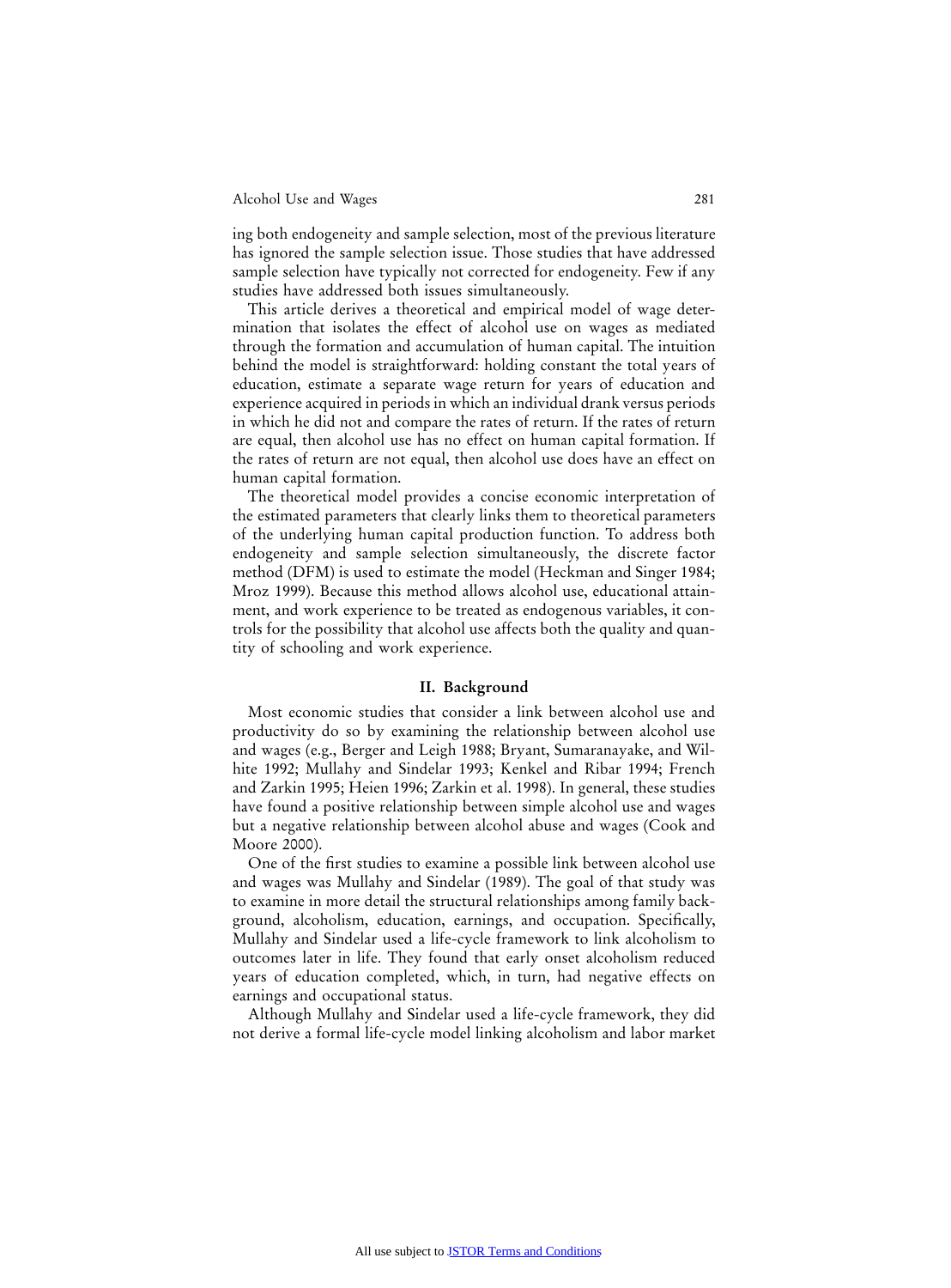ing both endogeneity and sample selection, most of the previous literature has ignored the sample selection issue. Those studies that have addressed sample selection have typically not corrected for endogeneity. Few if any studies have addressed both issues simultaneously.

This article derives a theoretical and empirical model of wage determination that isolates the effect of alcohol use on wages as mediated through the formation and accumulation of human capital. The intuition behind the model is straightforward: holding constant the total years of education, estimate a separate wage return for years of education and experience acquired in periods in which an individual drank versus periods in which he did not and compare the rates of return. If the rates of return are equal, then alcohol use has no effect on human capital formation. If the rates of return are not equal, then alcohol use does have an effect on human capital formation.

The theoretical model provides a concise economic interpretation of the estimated parameters that clearly links them to theoretical parameters of the underlying human capital production function. To address both endogeneity and sample selection simultaneously, the discrete factor method (DFM) is used to estimate the model (Heckman and Singer 1984; Mroz 1999). Because this method allows alcohol use, educational attainment, and work experience to be treated as endogenous variables, it controls for the possibility that alcohol use affects both the quality and quantity of schooling and work experience.

## II. Background

Most economic studies that consider a link between alcohol use and productivity do so by examining the relationship between alcohol use and wages (e.g., Berger and Leigh 1988; Bryant, Sumaranayake, and Wilhite 1992; Mullahy and Sindelar 1993; Kenkel and Ribar 1994; French and Zarkin 1995; Heien 1996; Zarkin et al. 1998). In general, these studies have found a positive relationship between simple alcohol use and wages but a negative relationship between alcohol abuse and wages (Cook and Moore 2000).

One of the first studies to examine a possible link between alcohol use and wages was Mullahy and Sindelar (1989). The goal of that study was to examine in more detail the structural relationships among family background, alcoholism, education, earnings, and occupation. Specifically, Mullahy and Sindelar used a life-cycle framework to link alcoholism to outcomes later in life. They found that early onset alcoholism reduced years of education completed, which, in turn, had negative effects on earnings and occupational status.

Although Mullahy and Sindelar used a life-cycle framework, they did not derive a formal life-cycle model linking alcoholism and labor market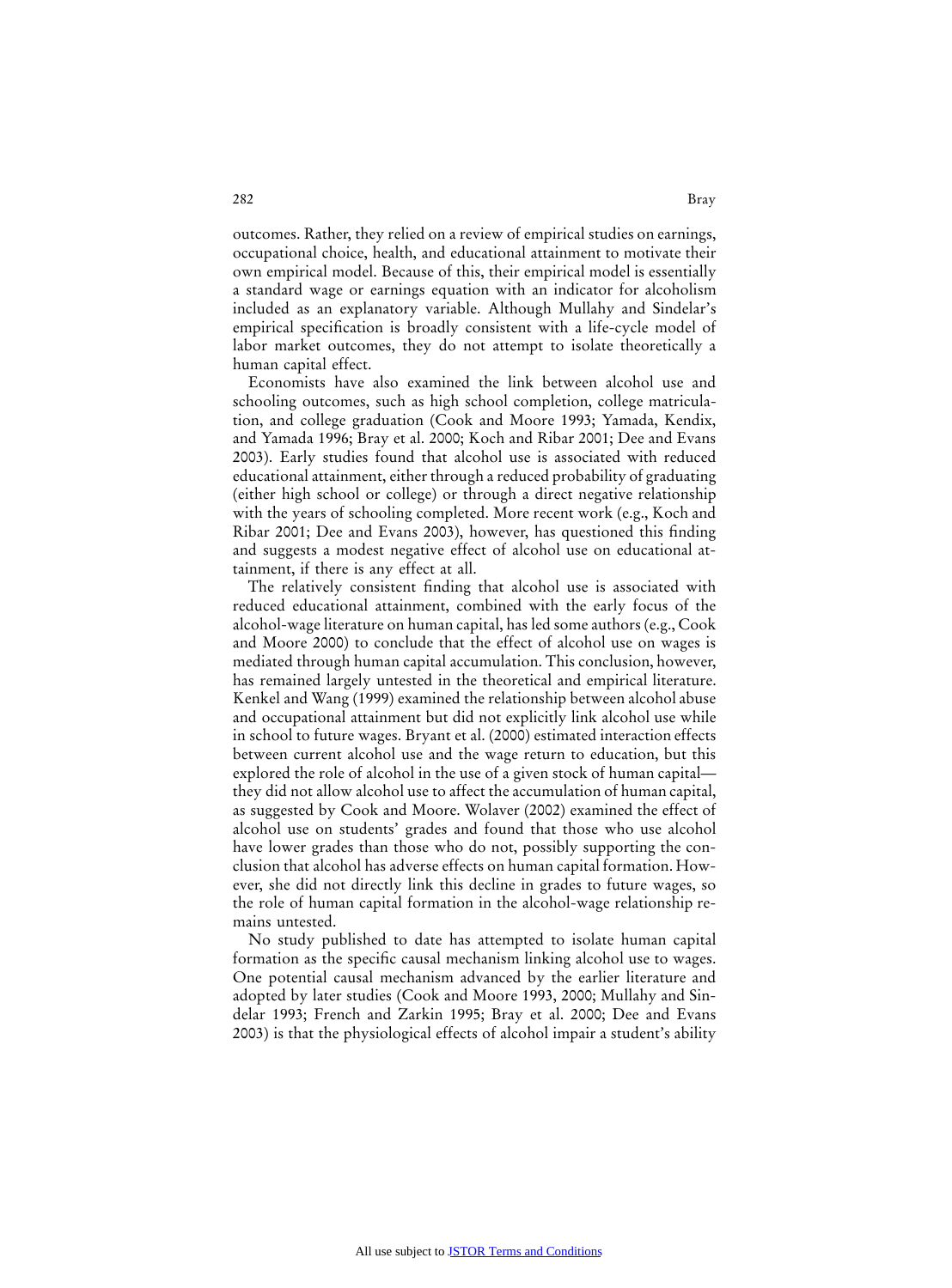outcomes. Rather, they relied on a review of empirical studies on earnings, occupational choice, health, and educational attainment to motivate their own empirical model. Because of this, their empirical model is essentially a standard wage or earnings equation with an indicator for alcoholism included as an explanatory variable. Although Mullahy and Sindelar's empirical specification is broadly consistent with a life-cycle model of labor market outcomes, they do not attempt to isolate theoretically a human capital effect.

Economists have also examined the link between alcohol use and schooling outcomes, such as high school completion, college matriculation, and college graduation (Cook and Moore 1993; Yamada, Kendix, and Yamada 1996; Bray et al. 2000; Koch and Ribar 2001; Dee and Evans 2003). Early studies found that alcohol use is associated with reduced educational attainment, either through a reduced probability of graduating (either high school or college) or through a direct negative relationship with the years of schooling completed. More recent work (e.g., Koch and Ribar 2001; Dee and Evans 2003), however, has questioned this finding and suggests a modest negative effect of alcohol use on educational attainment, if there is any effect at all.

The relatively consistent finding that alcohol use is associated with reduced educational attainment, combined with the early focus of the alcohol-wage literature on human capital, has led some authors (e.g., Cook and Moore 2000) to conclude that the effect of alcohol use on wages is mediated through human capital accumulation. This conclusion, however, has remained largely untested in the theoretical and empirical literature. Kenkel and Wang (1999) examined the relationship between alcohol abuse and occupational attainment but did not explicitly link alcohol use while in school to future wages. Bryant et al. (2000) estimated interaction effects between current alcohol use and the wage return to education, but this explored the role of alcohol in the use of a given stock of human capital—they did not allow alcohol use to affect the accumulation of human capital, as suggested by Cook and Moore. Wolaver (2002) examined the effect of alcohol use on students' grades and found that those who use alcohol have lower grades than those who do not, possibly supporting the conclusion that alcohol has adverse effects on human capital formation. However, she did not directly link this decline in grades to future wages, so the role of human capital formation in the alcohol-wage relationship remains untested.

No study published to date has attempted to isolate human capital formation as the specific causal mechanism linking alcohol use to wages. One potential causal mechanism advanced by the earlier literature and adopted by later studies (Cook and Moore 1993, 2000; Mullahy and Sindelar 1993; French and Zarkin 1995; Bray et al. 2000; Dee and Evans 2003) is that the physiological effects of alcohol impair a student's ability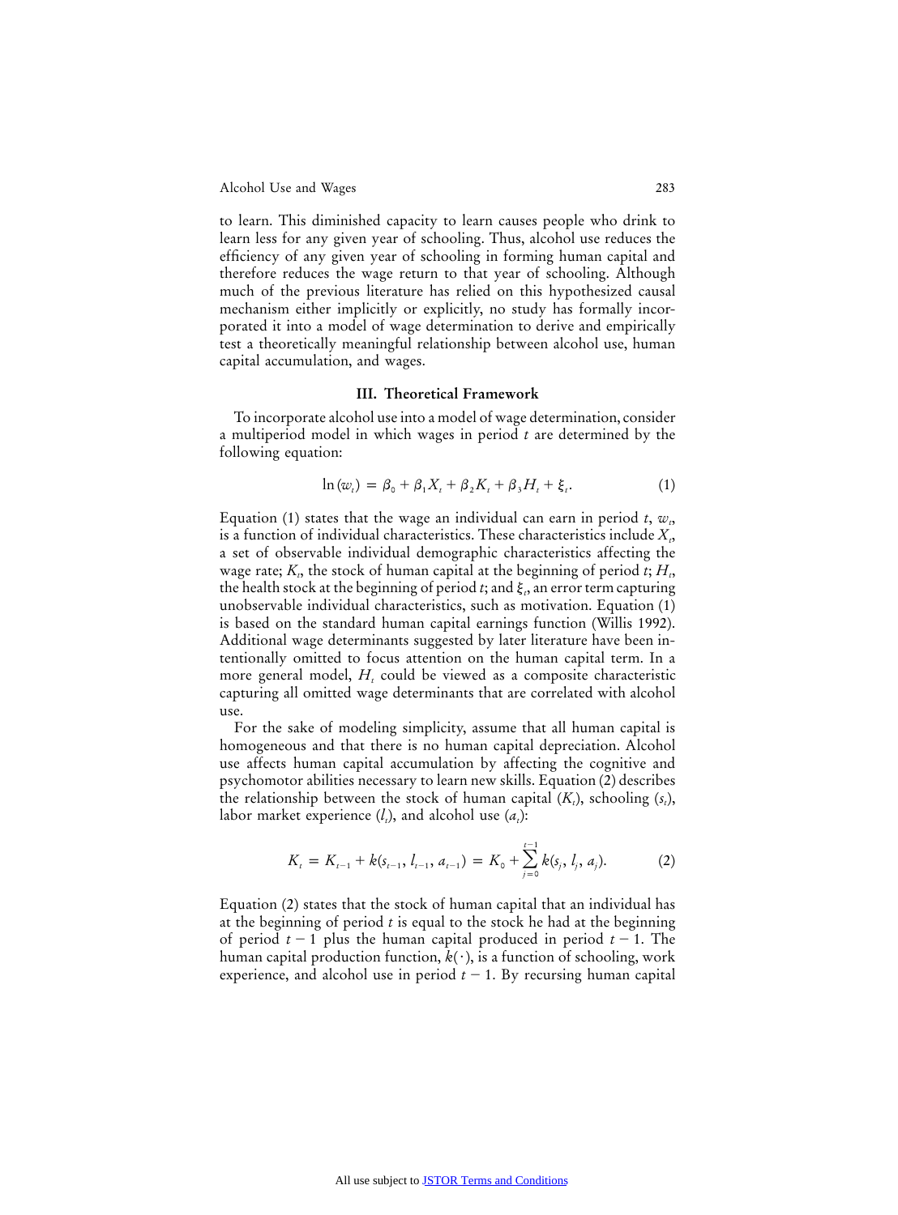to learn. This diminished capacity to learn causes people who drink to learn less for any given year of schooling. Thus, alcohol use reduces the efficiency of any given year of schooling in forming human capital and therefore reduces the wage return to that year of schooling. Although much of the previous literature has relied on this hypothesized causal mechanism either implicitly or explicitly, no study has formally incorporated it into a model of wage determination to derive and empirically test a theoretically meaningful relationship between alcohol use, human capital accumulation, and wages.

## III. Theoretical Framework

To incorporate alcohol use into a model of wage determination, consider a multiperiod model in which wages in period $t$ are determined by the following equation:

$$\ln(w_t) = \beta_0 + \beta_1 X_t + \beta_2 K_t + \beta_3 H_t + \xi_t. \tag{1}$$

Equation (1) states that the wage an individual can earn in period $t$, $w_t$, is a function of individual characteristics. These characteristics include $X_t$, a set of observable individual demographic characteristics affecting the wage rate; $K_t$, the stock of human capital at the beginning of period $t$; $H_t$, the health stock at the beginning of period $t$; and $\xi_t$, an error term capturing unobservable individual characteristics, such as motivation. Equation (1) is based on the standard human capital earnings function (Willis 1992). Additional wage determinants suggested by later literature have been intentionally omitted to focus attention on the human capital term. In a more general model, $H_t$ could be viewed as a composite characteristic capturing all omitted wage determinants that are correlated with alcohol use.

For the sake of modeling simplicity, assume that all human capital is homogeneous and that there is no human capital depreciation. Alcohol use affects human capital accumulation by affecting the cognitive and psychomotor abilities necessary to learn new skills. Equation (2) describes the relationship between the stock of human capital ($K_t$), schooling ($s_t$), labor market experience ($l_t$), and alcohol use ($a_t$):

$$K_t = K_{t-1} + k(s_{t-1}, l_{t-1}, a_{t-1}) = K_0 + \sum_{j=0}^{t-1} k(s_j, l_j, a_j). \tag{2}$$

Equation (2) states that the stock of human capital that an individual has at the beginning of period $t$ is equal to the stock he had at the beginning of period $t-1$ plus the human capital produced in period $t-1$. The human capital production function, $k(\cdot)$, is a function of schooling, work experience, and alcohol use in period $t-1$. By recursing human capital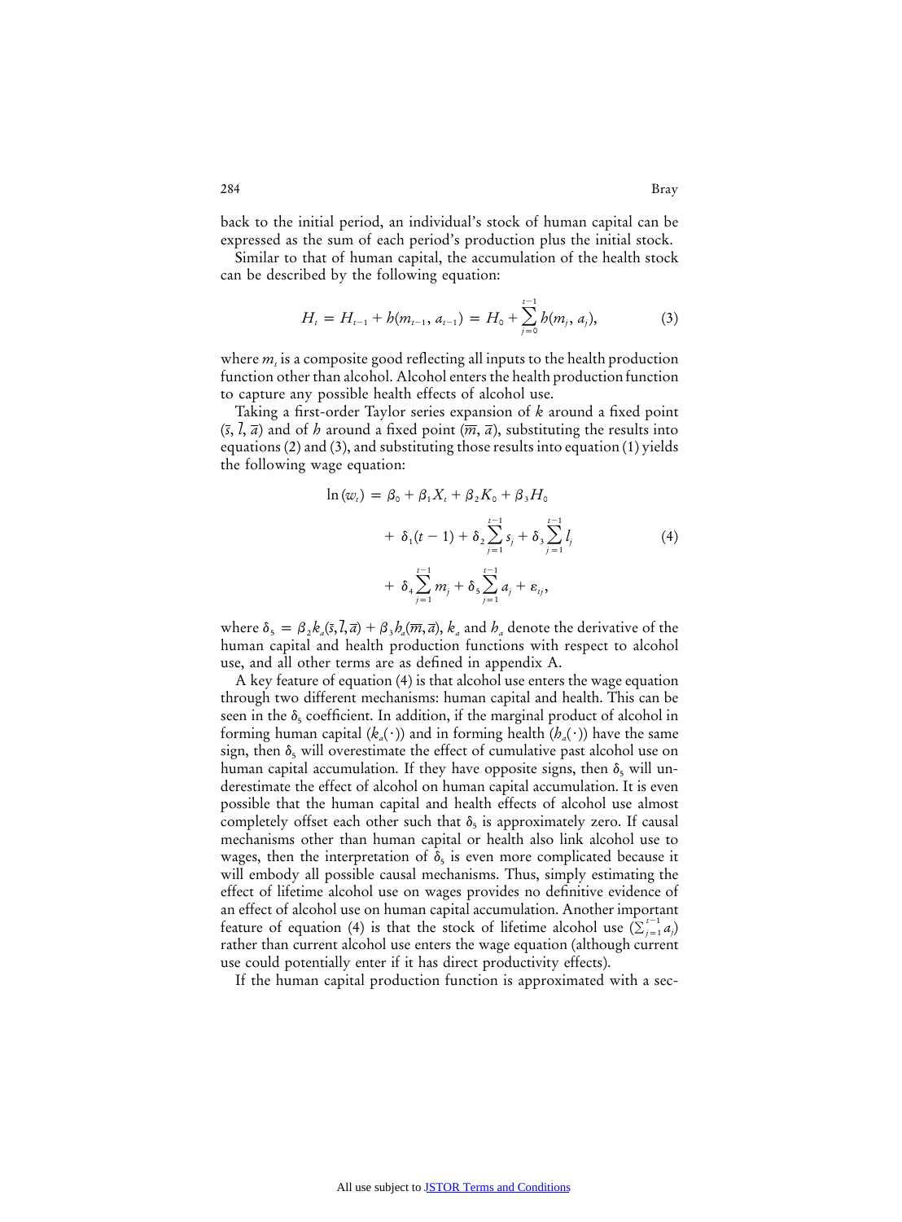back to the initial period, an individual's stock of human capital can be expressed as the sum of each period's production plus the initial stock.

Similar to that of human capital, the accumulation of the health stock can be described by the following equation:

$$H_t = H_{t-1} + h(m_{t-1}, a_{t-1}) = H_0 + \sum_{j=0}^{t-1} h(m_j, a_j), \tag{3}$$

where $m_t$ is a composite good reflecting all inputs to the health production function other than alcohol. Alcohol enters the health production function to capture any possible health effects of alcohol use.

Taking a first-order Taylor series expansion of $k$ around a fixed point $(\bar{s}, \bar{l}, \bar{a})$ and of $h$ around a fixed point $(\overline{m}, \overline{a})$, substituting the results into equations (2) and (3), and substituting those results into equation (1) yields the following wage equation:

$$\begin{aligned} \ln(w_t) = \beta_0 + \beta_1 X_t + \beta_2 K_0 + \beta_3 H_0 \\ + \delta_1(t-1) + \delta_2 \sum_{j=1}^{t-1} s_j + \delta_3 \sum_{j=1}^{t-1} l_j \\ + \delta_4 \sum_{j=1}^{t-1} m_j + \delta_5 \sum_{j=1}^{t-1} a_j + \varepsilon_{tj}, \end{aligned} \tag{4}$$

where $\delta_5 = \beta_2 k_a(\bar{s}, \bar{l}, \bar{a}) + \beta_3 h_a(\overline{m}, \overline{a})$, $k_a$ and $h_a$ denote the derivative of the human capital and health production functions with respect to alcohol use, and all other terms are as defined in appendix A.

A key feature of equation (4) is that alcohol use enters the wage equation through two different mechanisms: human capital and health. This can be seen in the $\delta_5$ coefficient. In addition, if the marginal product of alcohol in forming human capital ($k_a(\cdot)$) and in forming health ($h_a(\cdot)$) have the same sign, then $\delta_5$ will overestimate the effect of cumulative past alcohol use on human capital accumulation. If they have opposite signs, then $\delta_5$ will underestimate the effect of alcohol on human capital accumulation. It is even possible that the human capital and health effects of alcohol use almost completely offset each other such that $\delta_5$ is approximately zero. If causal mechanisms other than human capital or health also link alcohol use to wages, then the interpretation of $\delta_5$ is even more complicated because it will embody all possible causal mechanisms. Thus, simply estimating the effect of lifetime alcohol use on wages provides no definitive evidence of an effect of alcohol use on human capital accumulation. Another important feature of equation (4) is that the stock of lifetime alcohol use $(\sum_{j=1}^{t-1} a_j)$ rather than current alcohol use enters the wage equation (although current use could potentially enter if it has direct productivity effects).

If the human capital production function is approximated with a sec-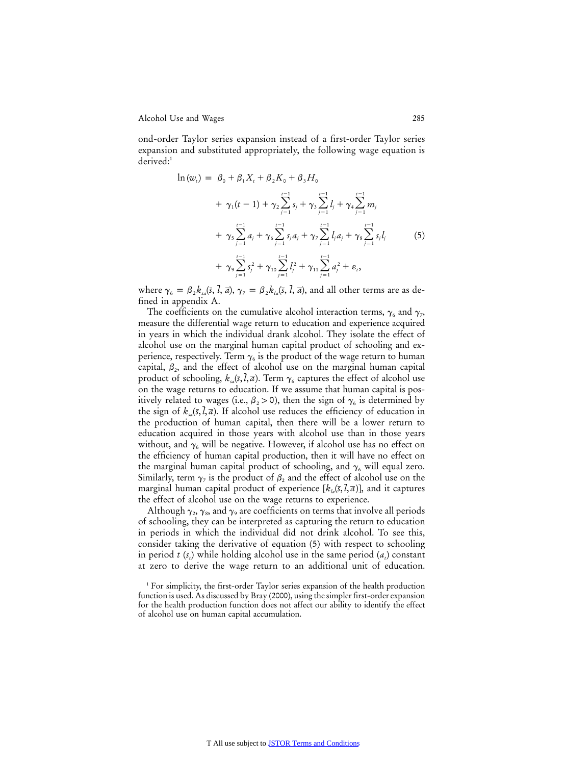ond-order Taylor series expansion instead of a first-order Taylor series expansion and substituted appropriately, the following wage equation is derived:[1]

$$
\begin{aligned}
\ln(w_t) = {} & \beta_0 + \beta_1 X_t + \beta_2 K_0 + \beta_3 H_0 \\
& + \gamma_1(t-1) + \gamma_2 \sum_{j=1}^{t-1} s_j + \gamma_3 \sum_{j=1}^{t-1} l_j + \gamma_4 \sum_{j=1}^{t-1} m_j \\
& + \gamma_5 \sum_{j=1}^{t-1} a_j + \gamma_6 \sum_{j=1}^{t-1} s_j a_j + \gamma_7 \sum_{j=1}^{t-1} l_j a_j + \gamma_8 \sum_{j=1}^{t-1} s_j l_j \\
& + \gamma_9 \sum_{j=1}^{t-1} s_j^2 + \gamma_{10} \sum_{j=1}^{t-1} l_j^2 + \gamma_{11} \sum_{j=1}^{t-1} a_j^2 + \varepsilon_t,
\end{aligned} \tag{5}
$$

where $\gamma_6 = \beta_2 k_{sa}(\bar{s}, \bar{l}, \bar{a})$, $\gamma_7 = \beta_2 k_{la}(\bar{s}, \bar{l}, \bar{a})$, and all other terms are as defined in appendix A.

The coefficients on the cumulative alcohol interaction terms, $\gamma_6$ and $\gamma_7$, measure the differential wage return to education and experience acquired in years in which the individual drank alcohol. They isolate the effect of alcohol use on the marginal human capital product of schooling and experience, respectively. Term $\gamma_6$ is the product of the wage return to human capital, $\beta_2$, and the effect of alcohol use on the marginal human capital product of schooling, $k_{sa}(\bar{s}, \bar{l}, \bar{a})$. Term $\gamma_6$ captures the effect of alcohol use on the wage returns to education. If we assume that human capital is positively related to wages (i.e., $\beta_2 > 0$), then the sign of $\gamma_6$ is determined by the sign of $k_{sa}(\bar{s}, \bar{l}, \bar{a})$. If alcohol use reduces the efficiency of education in the production of human capital, then there will be a lower return to education acquired in those years with alcohol use than in those years without, and $\gamma_6$ will be negative. However, if alcohol use has no effect on the efficiency of human capital production, then it will have no effect on the marginal human capital product of schooling, and $\gamma_6$ will equal zero. Similarly, term $\gamma_7$ is the product of $\beta_2$ and the effect of alcohol use on the marginal human capital product of experience $[k_{la}(\bar{s}, \bar{l}, \bar{a})]$, and it captures the effect of alcohol use on the wage returns to experience.

Although $\gamma_2$, $\gamma_8$, and $\gamma_9$ are coefficients on terms that involve all periods of schooling, they can be interpreted as capturing the return to education in periods in which the individual did not drink alcohol. To see this, consider taking the derivative of equation (5) with respect to schooling in period $t$ ($s_t$) while holding alcohol use in the same period ($a_t$) constant at zero to derive the wage return to an additional unit of education.

[1] For simplicity, the first-order Taylor series expansion of the health production function is used. As discussed by Bray (2000), using the simpler first-order expansion for the health production function does not affect our ability to identify the effect of alcohol use on human capital accumulation.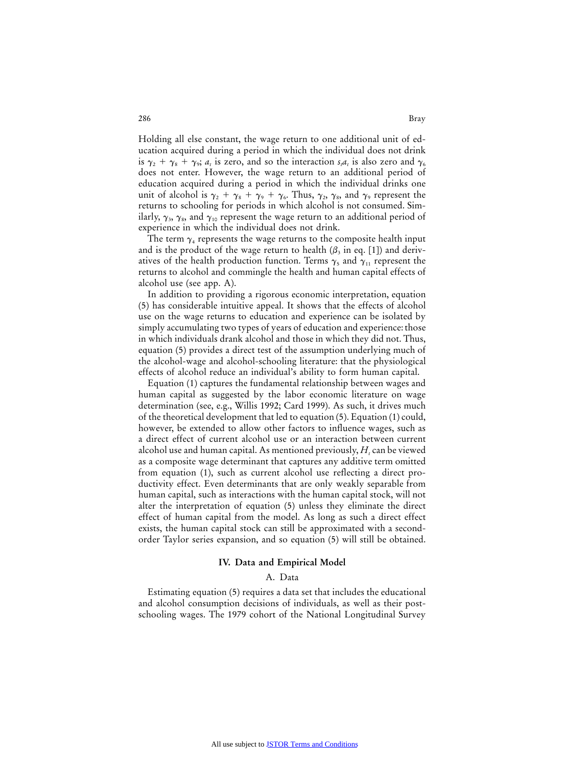Holding all else constant, the wage return to one additional unit of education acquired during a period in which the individual does not drink is $\gamma_2 + \gamma_8 + \gamma_9$; $a_t$ is zero, and so the interaction $s_t a_t$ is also zero and $\gamma_6$ does not enter. However, the wage return to an additional period of education acquired during a period in which the individual drinks one unit of alcohol is $\gamma_2 + \gamma_8 + \gamma_9 + \gamma_6$. Thus, $\gamma_2$, $\gamma_8$, and $\gamma_9$ represent the returns to schooling for periods in which alcohol is not consumed. Similarly, $\gamma_3$, $\gamma_8$, and $\gamma_{10}$ represent the wage return to an additional period of experience in which the individual does not drink.

The term $\gamma_4$ represents the wage returns to the composite health input and is the product of the wage return to health ($\beta_3$ in eq. [1]) and derivatives of the health production function. Terms $\gamma_5$ and $\gamma_{11}$ represent the returns to alcohol and commingle the health and human capital effects of alcohol use (see app. A).

In addition to providing a rigorous economic interpretation, equation (5) has considerable intuitive appeal. It shows that the effects of alcohol use on the wage returns to education and experience can be isolated by simply accumulating two types of years of education and experience: those in which individuals drank alcohol and those in which they did not. Thus, equation (5) provides a direct test of the assumption underlying much of the alcohol-wage and alcohol-schooling literature: that the physiological effects of alcohol reduce an individual's ability to form human capital.

Equation (1) captures the fundamental relationship between wages and human capital as suggested by the labor economic literature on wage determination (see, e.g., Willis 1992; Card 1999). As such, it drives much of the theoretical development that led to equation (5). Equation (1) could, however, be extended to allow other factors to influence wages, such as a direct effect of current alcohol use or an interaction between current alcohol use and human capital. As mentioned previously, $H_t$ can be viewed as a composite wage determinant that captures any additive term omitted from equation (1), such as current alcohol use reflecting a direct productivity effect. Even determinants that are only weakly separable from human capital, such as interactions with the human capital stock, will not alter the interpretation of equation (5) unless they eliminate the direct effect of human capital from the model. As long as such a direct effect exists, the human capital stock can still be approximated with a second-order Taylor series expansion, and so equation (5) will still be obtained.

## IV. Data and Empirical Model

### A. Data

Estimating equation (5) requires a data set that includes the educational and alcohol consumption decisions of individuals, as well as their post-schooling wages. The 1979 cohort of the National Longitudinal Survey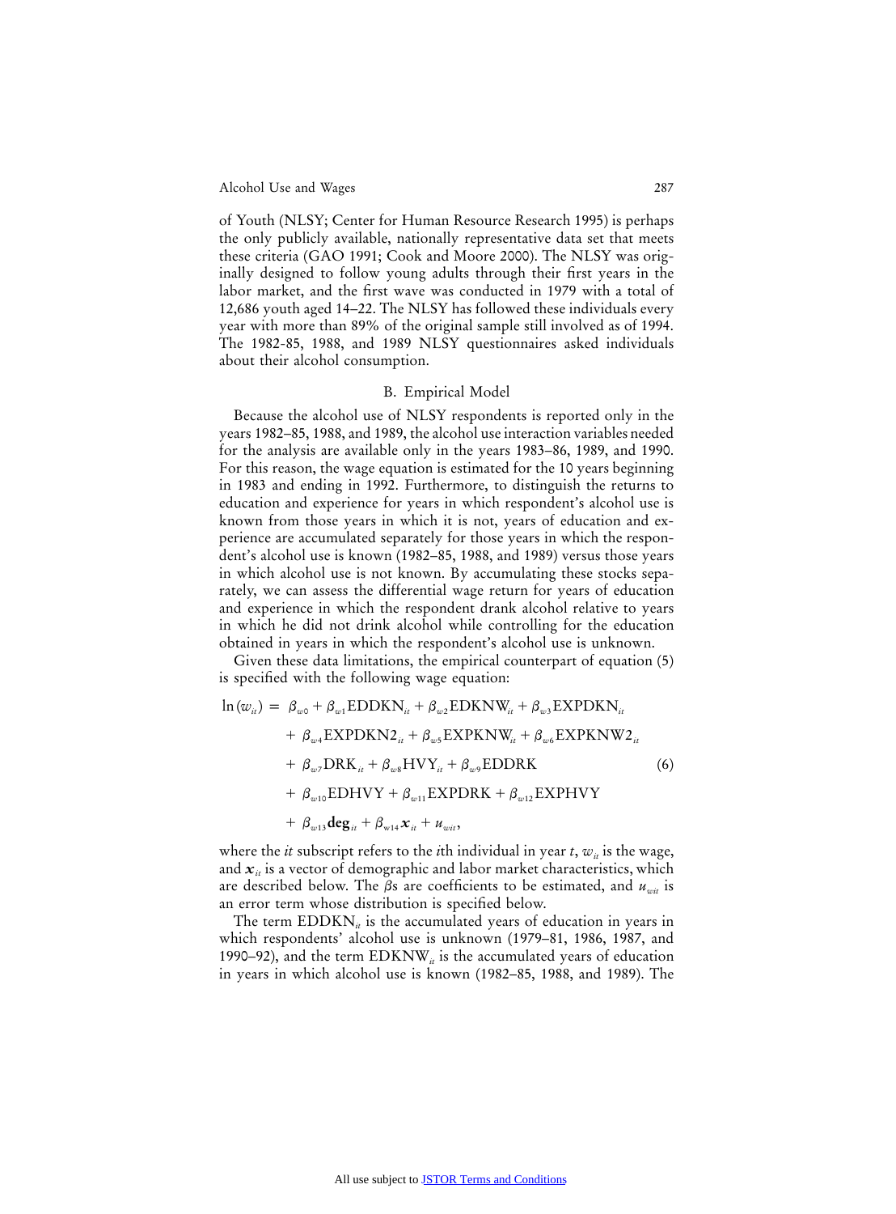of Youth (NLSY; Center for Human Resource Research 1995) is perhaps the only publicly available, nationally representative data set that meets these criteria (GAO 1991; Cook and Moore 2000). The NLSY was originally designed to follow young adults through their first years in the labor market, and the first wave was conducted in 1979 with a total of 12,686 youth aged 14–22. The NLSY has followed these individuals every year with more than 89% of the original sample still involved as of 1994. The 1982-85, 1988, and 1989 NLSY questionnaires asked individuals about their alcohol consumption.

### B. Empirical Model

Because the alcohol use of NLSY respondents is reported only in the years 1982–85, 1988, and 1989, the alcohol use interaction variables needed for the analysis are available only in the years 1983–86, 1989, and 1990. For this reason, the wage equation is estimated for the 10 years beginning in 1983 and ending in 1992. Furthermore, to distinguish the returns to education and experience for years in which respondent's alcohol use is known from those years in which it is not, years of education and experience are accumulated separately for those years in which the respondent's alcohol use is known (1982–85, 1988, and 1989) versus those years in which alcohol use is not known. By accumulating these stocks separately, we can assess the differential wage return for years of education and experience in which the respondent drank alcohol relative to years in which he did not drink alcohol while controlling for the education obtained in years in which the respondent's alcohol use is unknown.

Given these data limitations, the empirical counterpart of equation (5) is specified with the following wage equation:

$$\begin{aligned}
\ln(w_{it}) = {} & \beta_{w0} + \beta_{w1}\text{EDDKN}_{it} + \beta_{w2}\text{EDKNW}_{it} + \beta_{w3}\text{EXPDKN}_{it} \\
& + \beta_{w4}\text{EXPDKN2}_{it} + \beta_{w5}\text{EXPKNW}_{it} + \beta_{w6}\text{EXPKNW2}_{it} \\
& + \beta_{w7}\text{DRK}_{it} + \beta_{w8}\text{HVY}_{it} + \beta_{w9}\text{EDDRK} \qquad (6) \\
& + \beta_{w10}\text{EDHVY} + \beta_{w11}\text{EXPDRK} + \beta_{w12}\text{EXPHVY} \\
& + \beta_{w13}\mathbf{deg}_{it} + \beta_{w14}\boldsymbol{x}_{it} + u_{wit},
\end{aligned}$$

where the *it* subscript refers to the *i*th individual in year $t$, $w_{it}$ is the wage, and $\boldsymbol{x}_{it}$ is a vector of demographic and labor market characteristics, which are described below. The $\beta$s are coefficients to be estimated, and $u_{wit}$ is an error term whose distribution is specified below.

The term $\text{EDDKN}_{it}$ is the accumulated years of education in years in which respondents' alcohol use is unknown (1979–81, 1986, 1987, and 1990–92), and the term $\text{EDKNW}_{it}$ is the accumulated years of education in years in which alcohol use is known (1982–85, 1988, and 1989). The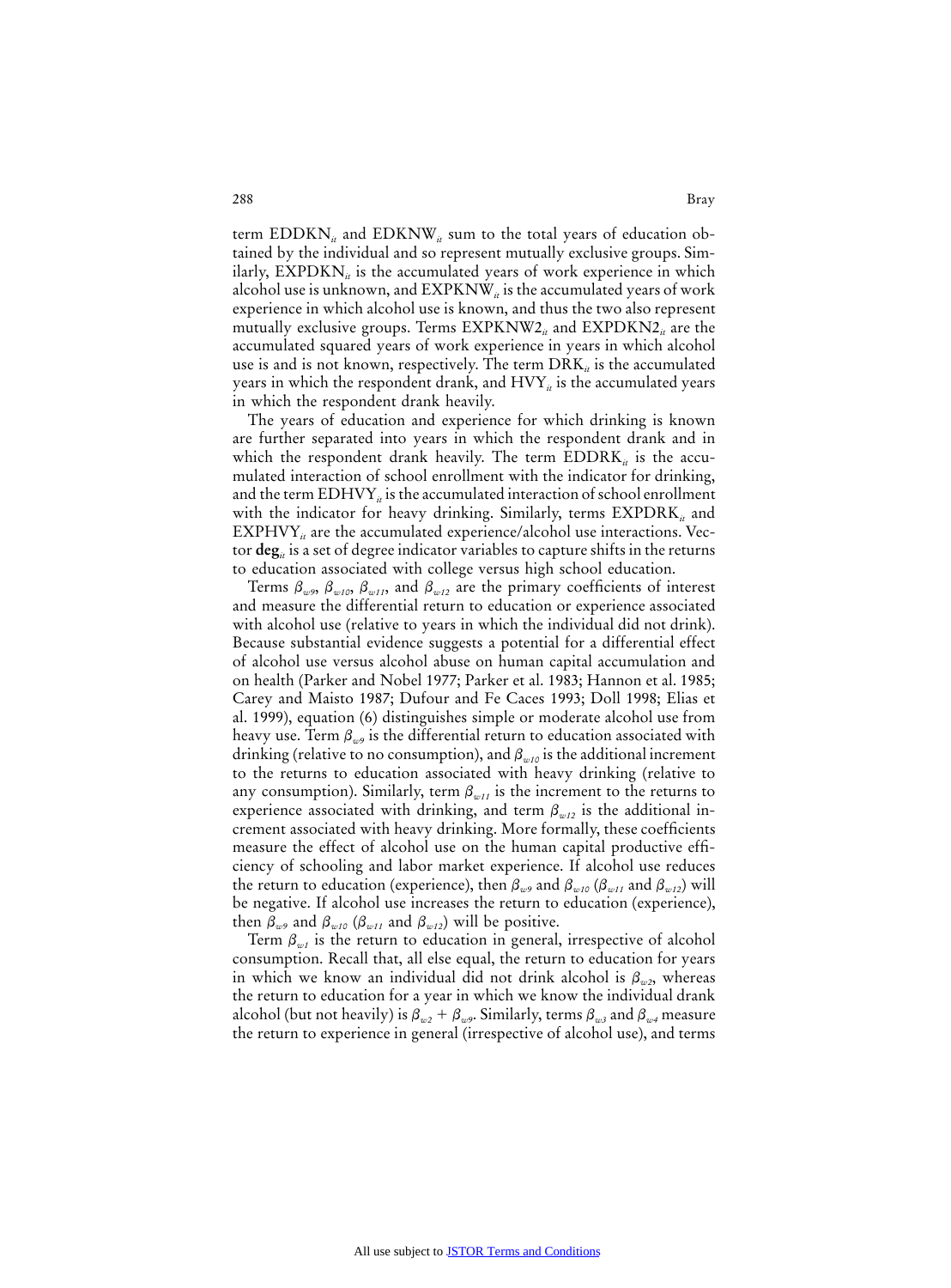term $EDDKN_{it}$ and $EDKNW_{it}$ sum to the total years of education obtained by the individual and so represent mutually exclusive groups. Similarly, $EXPDKN_{it}$ is the accumulated years of work experience in which alcohol use is unknown, and $EXPKNW_{it}$ is the accumulated years of work experience in which alcohol use is known, and thus the two also represent mutually exclusive groups. Terms $EXPKNW2_{it}$ and $EXPDKN2_{it}$ are the accumulated squared years of work experience in years in which alcohol use is and is not known, respectively. The term $DRK_{it}$ is the accumulated years in which the respondent drank, and $HVY_{it}$ is the accumulated years in which the respondent drank heavily.

The years of education and experience for which drinking is known are further separated into years in which the respondent drank and in which the respondent drank heavily. The term $EDDRK_{it}$ is the accumulated interaction of school enrollment with the indicator for drinking, and the term $EDHVY_{it}$ is the accumulated interaction of school enrollment with the indicator for heavy drinking. Similarly, terms $EXPDRK_{it}$ and $EXPHVY_{it}$ are the accumulated experience/alcohol use interactions. Vector $\mathbf{deg}_{it}$ is a set of degree indicator variables to capture shifts in the returns to education associated with college versus high school education.

Terms $\beta_{w9}$, $\beta_{w10}$, $\beta_{w11}$, and $\beta_{w12}$ are the primary coefficients of interest and measure the differential return to education or experience associated with alcohol use (relative to years in which the individual did not drink). Because substantial evidence suggests a potential for a differential effect of alcohol use versus alcohol abuse on human capital accumulation and on health (Parker and Nobel 1977; Parker et al. 1983; Hannon et al. 1985; Carey and Maisto 1987; Dufour and Fe Caces 1993; Doll 1998; Elias et al. 1999), equation (6) distinguishes simple or moderate alcohol use from heavy use. Term $\beta_{w9}$ is the differential return to education associated with drinking (relative to no consumption), and $\beta_{w10}$ is the additional increment to the returns to education associated with heavy drinking (relative to any consumption). Similarly, term $\beta_{w11}$ is the increment to the returns to experience associated with drinking, and term $\beta_{w12}$ is the additional increment associated with heavy drinking. More formally, these coefficients measure the effect of alcohol use on the human capital productive efficiency of schooling and labor market experience. If alcohol use reduces the return to education (experience), then $\beta_{w9}$ and $\beta_{w10}$ ($\beta_{w11}$ and $\beta_{w12}$) will be negative. If alcohol use increases the return to education (experience), then $\beta_{w9}$ and $\beta_{w10}$ ($\beta_{w11}$ and $\beta_{w12}$) will be positive.

Term $\beta_{w1}$ is the return to education in general, irrespective of alcohol consumption. Recall that, all else equal, the return to education for years in which we know an individual did not drink alcohol is $\beta_{w2}$, whereas the return to education for a year in which we know the individual drank alcohol (but not heavily) is $\beta_{w2} + \beta_{w9}$. Similarly, terms $\beta_{w3}$ and $\beta_{w4}$ measure the return to experience in general (irrespective of alcohol use), and terms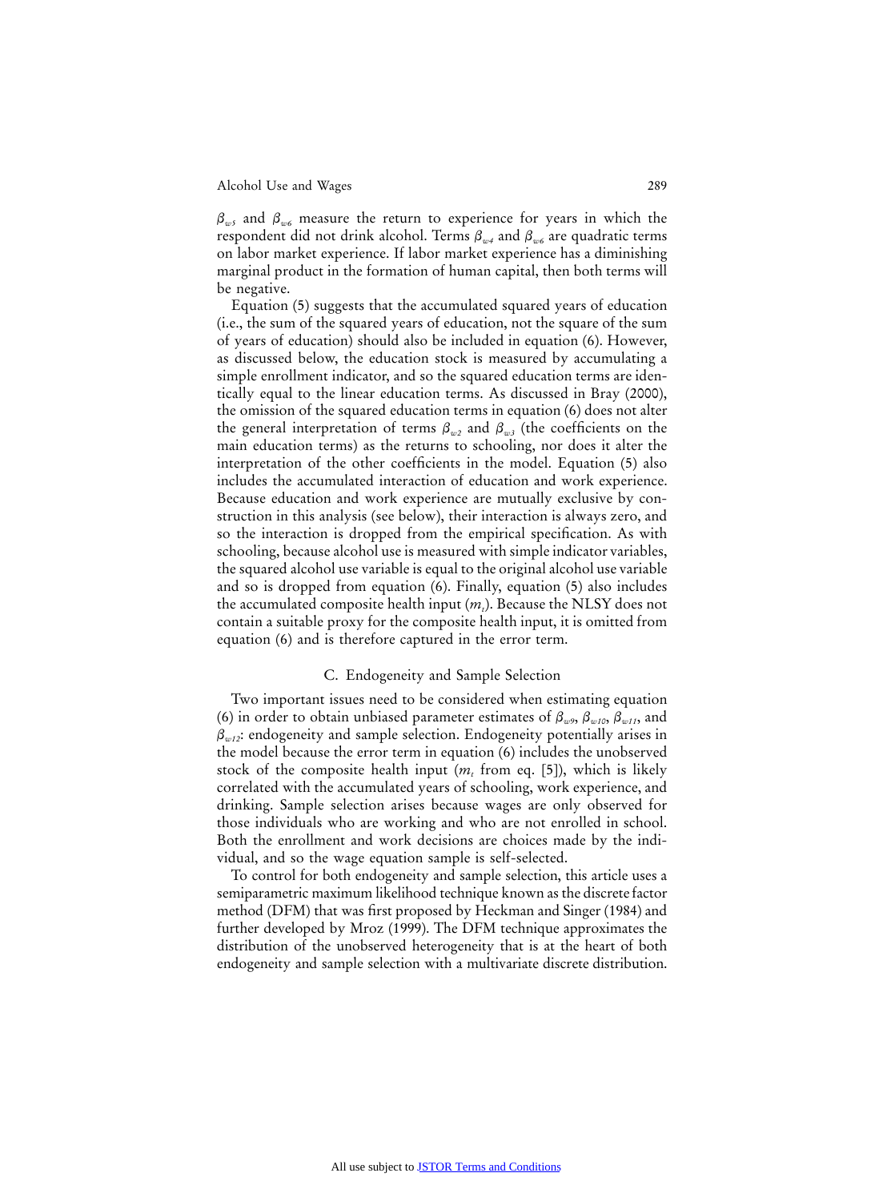$\beta_{w5}$ and $\beta_{w6}$ measure the return to experience for years in which the respondent did not drink alcohol. Terms $\beta_{w4}$ and $\beta_{w6}$ are quadratic terms on labor market experience. If labor market experience has a diminishing marginal product in the formation of human capital, then both terms will be negative.

Equation (5) suggests that the accumulated squared years of education (i.e., the sum of the squared years of education, not the square of the sum of years of education) should also be included in equation (6). However, as discussed below, the education stock is measured by accumulating a simple enrollment indicator, and so the squared education terms are identically equal to the linear education terms. As discussed in Bray (2000), the omission of the squared education terms in equation (6) does not alter the general interpretation of terms $\beta_{w2}$ and $\beta_{w3}$ (the coefficients on the main education terms) as the returns to schooling, nor does it alter the interpretation of the other coefficients in the model. Equation (5) also includes the accumulated interaction of education and work experience. Because education and work experience are mutually exclusive by construction in this analysis (see below), their interaction is always zero, and so the interaction is dropped from the empirical specification. As with schooling, because alcohol use is measured with simple indicator variables, the squared alcohol use variable is equal to the original alcohol use variable and so is dropped from equation (6). Finally, equation (5) also includes the accumulated composite health input ($m_t$). Because the NLSY does not contain a suitable proxy for the composite health input, it is omitted from equation (6) and is therefore captured in the error term.

### C. Endogeneity and Sample Selection

Two important issues need to be considered when estimating equation (6) in order to obtain unbiased parameter estimates of $\beta_{w9}$, $\beta_{w10}$, $\beta_{w11}$, and $\beta_{w12}$: endogeneity and sample selection. Endogeneity potentially arises in the model because the error term in equation (6) includes the unobserved stock of the composite health input ($m_t$ from eq. [5]), which is likely correlated with the accumulated years of schooling, work experience, and drinking. Sample selection arises because wages are only observed for those individuals who are working and who are not enrolled in school. Both the enrollment and work decisions are choices made by the individual, and so the wage equation sample is self-selected.

To control for both endogeneity and sample selection, this article uses a semiparametric maximum likelihood technique known as the discrete factor method (DFM) that was first proposed by Heckman and Singer (1984) and further developed by Mroz (1999). The DFM technique approximates the distribution of the unobserved heterogeneity that is at the heart of both endogeneity and sample selection with a multivariate discrete distribution.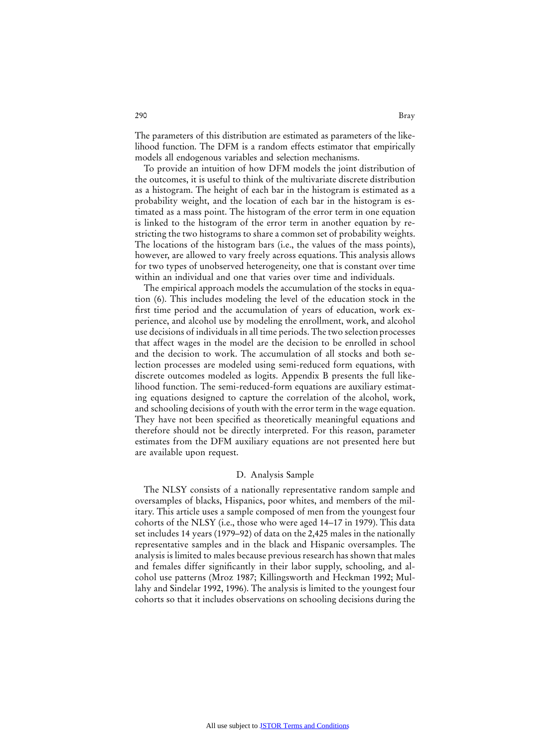The parameters of this distribution are estimated as parameters of the likelihood function. The DFM is a random effects estimator that empirically models all endogenous variables and selection mechanisms.

To provide an intuition of how DFM models the joint distribution of the outcomes, it is useful to think of the multivariate discrete distribution as a histogram. The height of each bar in the histogram is estimated as a probability weight, and the location of each bar in the histogram is estimated as a mass point. The histogram of the error term in one equation is linked to the histogram of the error term in another equation by restricting the two histograms to share a common set of probability weights. The locations of the histogram bars (i.e., the values of the mass points), however, are allowed to vary freely across equations. This analysis allows for two types of unobserved heterogeneity, one that is constant over time within an individual and one that varies over time and individuals.

The empirical approach models the accumulation of the stocks in equation (6). This includes modeling the level of the education stock in the first time period and the accumulation of years of education, work experience, and alcohol use by modeling the enrollment, work, and alcohol use decisions of individuals in all time periods. The two selection processes that affect wages in the model are the decision to be enrolled in school and the decision to work. The accumulation of all stocks and both selection processes are modeled using semi-reduced form equations, with discrete outcomes modeled as logits. Appendix B presents the full likelihood function. The semi-reduced-form equations are auxiliary estimating equations designed to capture the correlation of the alcohol, work, and schooling decisions of youth with the error term in the wage equation. They have not been specified as theoretically meaningful equations and therefore should not be directly interpreted. For this reason, parameter estimates from the DFM auxiliary equations are not presented here but are available upon request.

### D. Analysis Sample

The NLSY consists of a nationally representative random sample and oversamples of blacks, Hispanics, poor whites, and members of the military. This article uses a sample composed of men from the youngest four cohorts of the NLSY (i.e., those who were aged 14–17 in 1979). This data set includes 14 years (1979–92) of data on the 2,425 males in the nationally representative samples and in the black and Hispanic oversamples. The analysis is limited to males because previous research has shown that males and females differ significantly in their labor supply, schooling, and alcohol use patterns (Mroz 1987; Killingsworth and Heckman 1992; Mullahy and Sindelar 1992, 1996). The analysis is limited to the youngest four cohorts so that it includes observations on schooling decisions during the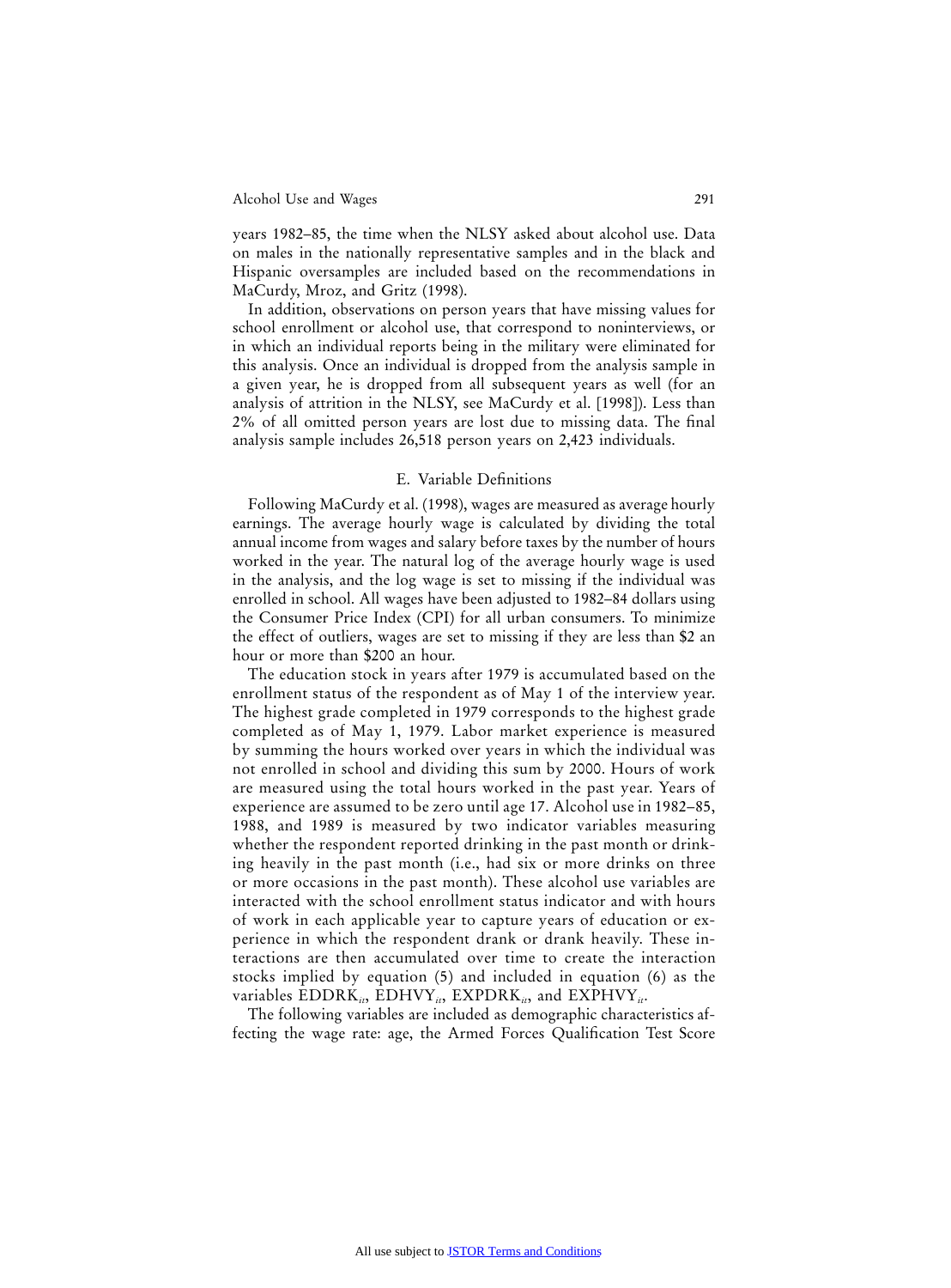years 1982–85, the time when the NLSY asked about alcohol use. Data on males in the nationally representative samples and in the black and Hispanic oversamples are included based on the recommendations in MaCurdy, Mroz, and Gritz (1998).

In addition, observations on person years that have missing values for school enrollment or alcohol use, that correspond to noninterviews, or in which an individual reports being in the military were eliminated for this analysis. Once an individual is dropped from the analysis sample in a given year, he is dropped from all subsequent years as well (for an analysis of attrition in the NLSY, see MaCurdy et al. [1998]). Less than 2% of all omitted person years are lost due to missing data. The final analysis sample includes 26,518 person years on 2,423 individuals.

### E. Variable Definitions

Following MaCurdy et al. (1998), wages are measured as average hourly earnings. The average hourly wage is calculated by dividing the total annual income from wages and salary before taxes by the number of hours worked in the year. The natural log of the average hourly wage is used in the analysis, and the log wage is set to missing if the individual was enrolled in school. All wages have been adjusted to 1982–84 dollars using the Consumer Price Index (CPI) for all urban consumers. To minimize the effect of outliers, wages are set to missing if they are less than \$2 an hour or more than \$200 an hour.

The education stock in years after 1979 is accumulated based on the enrollment status of the respondent as of May 1 of the interview year. The highest grade completed in 1979 corresponds to the highest grade completed as of May 1, 1979. Labor market experience is measured by summing the hours worked over years in which the individual was not enrolled in school and dividing this sum by 2000. Hours of work are measured using the total hours worked in the past year. Years of experience are assumed to be zero until age 17. Alcohol use in 1982–85, 1988, and 1989 is measured by two indicator variables measuring whether the respondent reported drinking in the past month or drinking heavily in the past month (i.e., had six or more drinks on three or more occasions in the past month). These alcohol use variables are interacted with the school enrollment status indicator and with hours of work in each applicable year to capture years of education or experience in which the respondent drank or drank heavily. These interactions are then accumulated over time to create the interaction stocks implied by equation (5) and included in equation (6) as the variables $\text{EDDRK}_{it}$, $\text{EDHVY}_{it}$, $\text{EXPDRK}_{it}$, and $\text{EXPHVY}_{it}$.

The following variables are included as demographic characteristics affecting the wage rate: age, the Armed Forces Qualification Test Score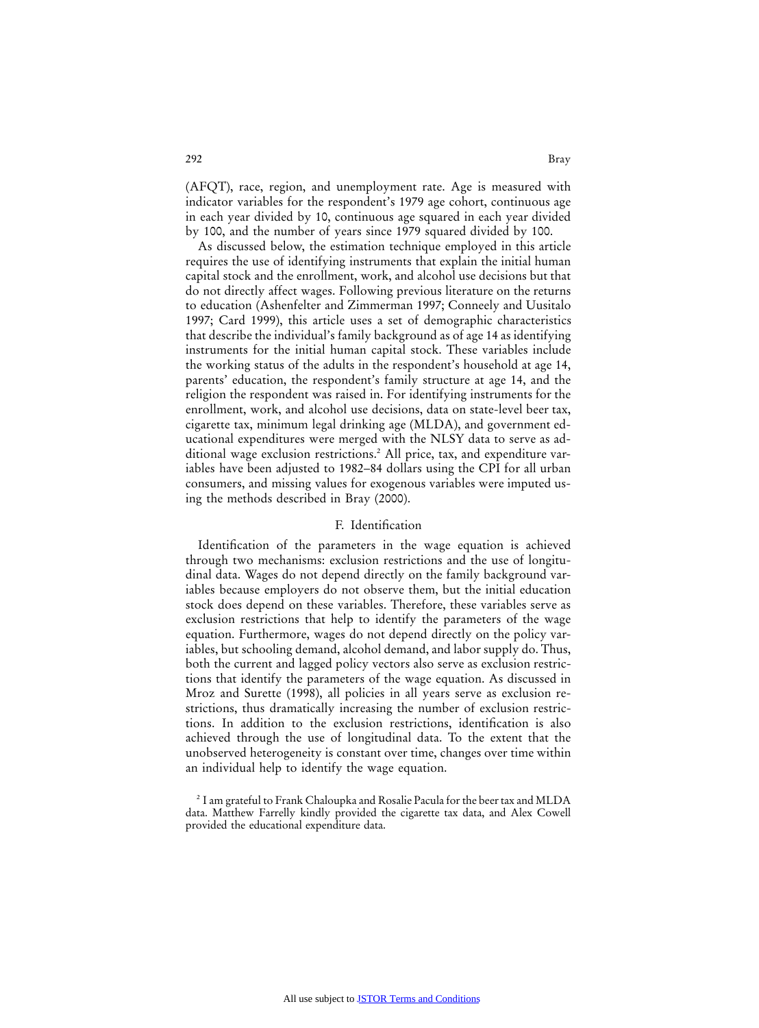(AFQT), race, region, and unemployment rate. Age is measured with indicator variables for the respondent's 1979 age cohort, continuous age in each year divided by 10, continuous age squared in each year divided by 100, and the number of years since 1979 squared divided by 100.

As discussed below, the estimation technique employed in this article requires the use of identifying instruments that explain the initial human capital stock and the enrollment, work, and alcohol use decisions but that do not directly affect wages. Following previous literature on the returns to education (Ashenfelter and Zimmerman 1997; Conneely and Uusitalo 1997; Card 1999), this article uses a set of demographic characteristics that describe the individual's family background as of age 14 as identifying instruments for the initial human capital stock. These variables include the working status of the adults in the respondent's household at age 14, parents' education, the respondent's family structure at age 14, and the religion the respondent was raised in. For identifying instruments for the enrollment, work, and alcohol use decisions, data on state-level beer tax, cigarette tax, minimum legal drinking age (MLDA), and government educational expenditures were merged with the NLSY data to serve as additional wage exclusion restrictions.[2] All price, tax, and expenditure variables have been adjusted to 1982–84 dollars using the CPI for all urban consumers, and missing values for exogenous variables were imputed using the methods described in Bray (2000).

### F. Identification

Identification of the parameters in the wage equation is achieved through two mechanisms: exclusion restrictions and the use of longitudinal data. Wages do not depend directly on the family background variables because employers do not observe them, but the initial education stock does depend on these variables. Therefore, these variables serve as exclusion restrictions that help to identify the parameters of the wage equation. Furthermore, wages do not depend directly on the policy variables, but schooling demand, alcohol demand, and labor supply do. Thus, both the current and lagged policy vectors also serve as exclusion restrictions that identify the parameters of the wage equation. As discussed in Mroz and Surette (1998), all policies in all years serve as exclusion restrictions, thus dramatically increasing the number of exclusion restrictions. In addition to the exclusion restrictions, identification is also achieved through the use of longitudinal data. To the extent that the unobserved heterogeneity is constant over time, changes over time within an individual help to identify the wage equation.

[2] I am grateful to Frank Chaloupka and Rosalie Pacula for the beer tax and MLDA data. Matthew Farrelly kindly provided the cigarette tax data, and Alex Cowell provided the educational expenditure data.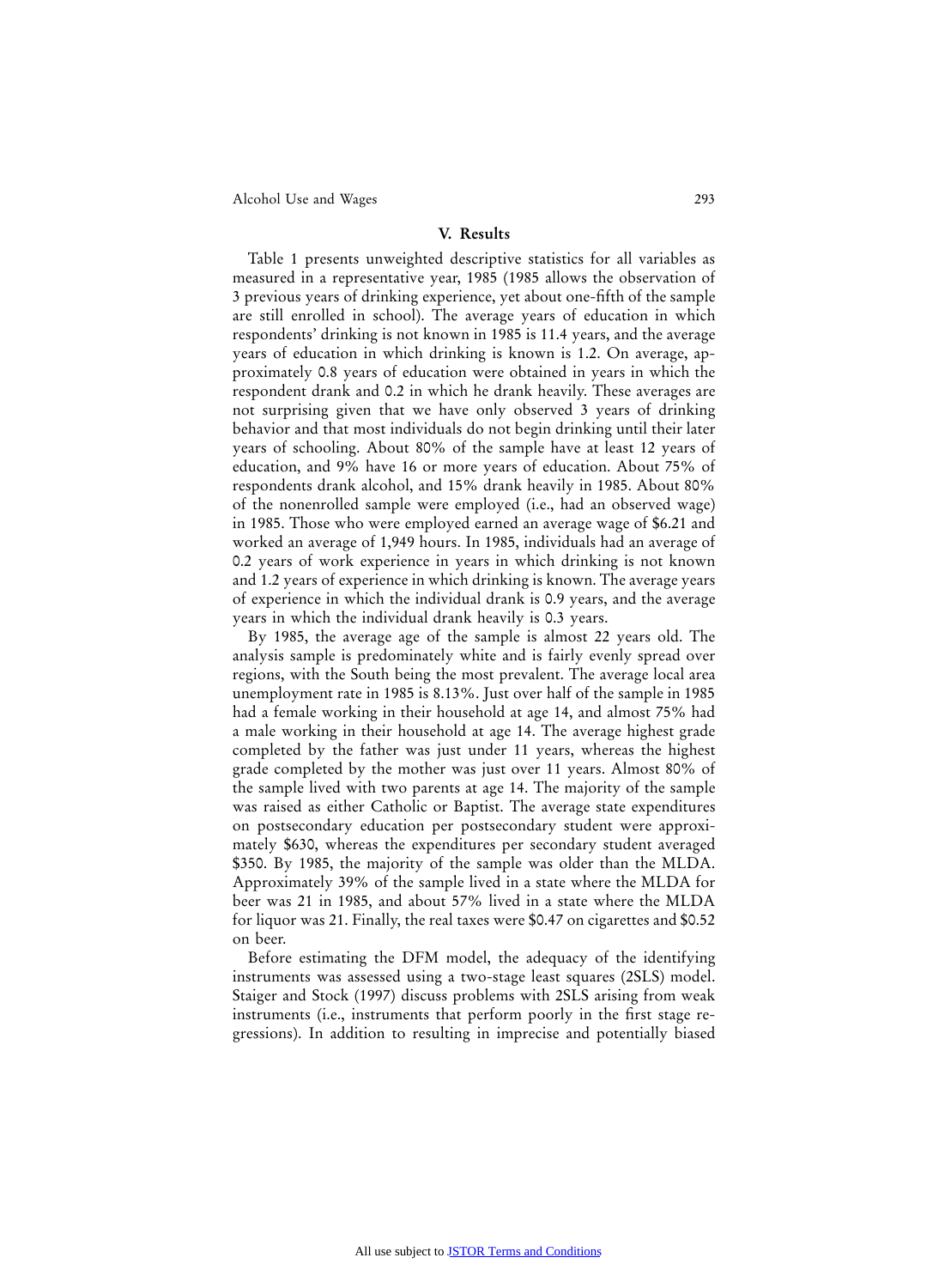## V. Results

Table 1 presents unweighted descriptive statistics for all variables as measured in a representative year, 1985 (1985 allows the observation of 3 previous years of drinking experience, yet about one-fifth of the sample are still enrolled in school). The average years of education in which respondents' drinking is not known in 1985 is 11.4 years, and the average years of education in which drinking is known is 1.2. On average, approximately 0.8 years of education were obtained in years in which the respondent drank and 0.2 in which he drank heavily. These averages are not surprising given that we have only observed 3 years of drinking behavior and that most individuals do not begin drinking until their later years of schooling. About 80% of the sample have at least 12 years of education, and 9% have 16 or more years of education. About 75% of respondents drank alcohol, and 15% drank heavily in 1985. About 80% of the nonenrolled sample were employed (i.e., had an observed wage) in 1985. Those who were employed earned an average wage of $6.21 and worked an average of 1,949 hours. In 1985, individuals had an average of 0.2 years of work experience in years in which drinking is not known and 1.2 years of experience in which drinking is known. The average years of experience in which the individual drank is 0.9 years, and the average years in which the individual drank heavily is 0.3 years.

By 1985, the average age of the sample is almost 22 years old. The analysis sample is predominately white and is fairly evenly spread over regions, with the South being the most prevalent. The average local area unemployment rate in 1985 is 8.13%. Just over half of the sample in 1985 had a female working in their household at age 14, and almost 75% had a male working in their household at age 14. The average highest grade completed by the father was just under 11 years, whereas the highest grade completed by the mother was just over 11 years. Almost 80% of the sample lived with two parents at age 14. The majority of the sample was raised as either Catholic or Baptist. The average state expenditures on postsecondary education per postsecondary student were approximately $630, whereas the expenditures per secondary student averaged $350. By 1985, the majority of the sample was older than the MLDA. Approximately 39% of the sample lived in a state where the MLDA for beer was 21 in 1985, and about 57% lived in a state where the MLDA for liquor was 21. Finally, the real taxes were $0.47 on cigarettes and $0.52 on beer.

Before estimating the DFM model, the adequacy of the identifying instruments was assessed using a two-stage least squares (2SLS) model. Staiger and Stock (1997) discuss problems with 2SLS arising from weak instruments (i.e., instruments that perform poorly in the first stage regressions). In addition to resulting in imprecise and potentially biased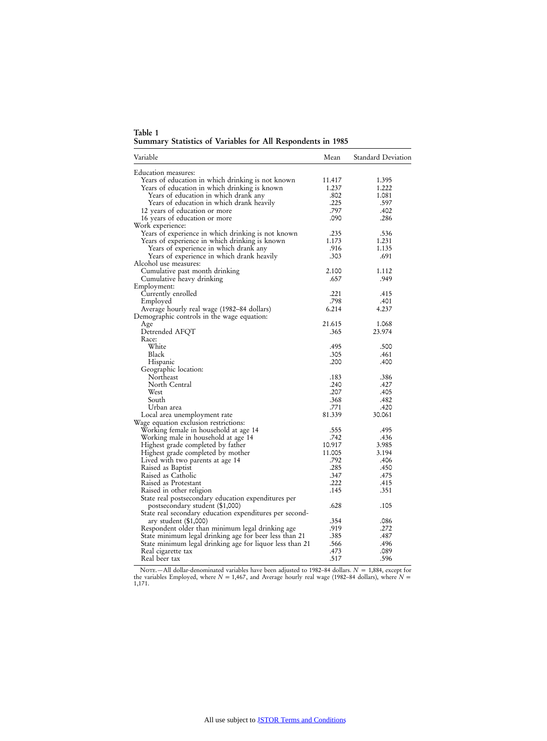**Table 1**
**Summary Statistics of Variables for All Respondents in 1985**

| Variable | Mean | Standard Deviation |
|---|---|---|
| Education measures: | | |
| Years of education in which drinking is not known | 11.417 | 1.395 |
| Years of education in which drinking is known | 1.237 | 1.222 |
| Years of education in which drank any | .802 | 1.081 |
| Years of education in which drank heavily | .225 | .597 |
| 12 years of education or more | .797 | .402 |
| 16 years of education or more | .090 | .286 |
| Work experience: | | |
| Years of experience in which drinking is not known | .235 | .536 |
| Years of experience in which drinking is known | 1.173 | 1.231 |
| Years of experience in which drank any | .916 | 1.135 |
| Years of experience in which drank heavily | .303 | .691 |
| Alcohol use measures: | | |
| Cumulative past month drinking | 2.100 | 1.112 |
| Cumulative heavy drinking | .657 | .949 |
| Employment: | | |
| Currently enrolled | .221 | .415 |
| Employed | .798 | .401 |
| Average hourly real wage (1982–84 dollars) | 6.214 | 4.237 |
| Demographic controls in the wage equation: | | |
| Age | 21.615 | 1.068 |
| Detrended AFQT | .365 | 23.974 |
| Race: | | |
| White | .495 | .500 |
| Black | .305 | .461 |
| Hispanic | .200 | .400 |
| Geographic location: | | |
| Northeast | .183 | .386 |
| North Central | .240 | .427 |
| West | .207 | .405 |
| South | .368 | .482 |
| Urban area | .771 | .420 |
| Local area unemployment rate | 81.339 | 30.061 |
| Wage equation exclusion restrictions: | | |
| Working female in household at age 14 | .555 | .495 |
| Working male in household at age 14 | .742 | .436 |
| Highest grade completed by father | 10.917 | 3.985 |
| Highest grade completed by mother | 11.005 | 3.194 |
| Lived with two parents at age 14 | .792 | .406 |
| Raised as Baptist | .285 | .450 |
| Raised as Catholic | .347 | .475 |
| Raised as Protestant | .222 | .415 |
| Raised in other religion | .145 | .351 |
| State real postsecondary education expenditures per postsecondary student ($1,000) | .628 | .105 |
| State real secondary education expenditures per secondary student ($1,000) | .354 | .086 |
| Respondent older than minimum legal drinking age | .919 | .272 |
| State minimum legal drinking age for beer less than 21 | .385 | .487 |
| State minimum legal drinking age for liquor less than 21 | .566 | .496 |
| Real cigarette tax | .473 | .089 |
| Real beer tax | .517 | .596 |

NOTE.—All dollar-denominated variables have been adjusted to 1982–84 dollars. $N$ = 1,884, except for the variables Employed, where $N$ = 1,467, and Average hourly real wage (1982–84 dollars), where $N$ = 1,171.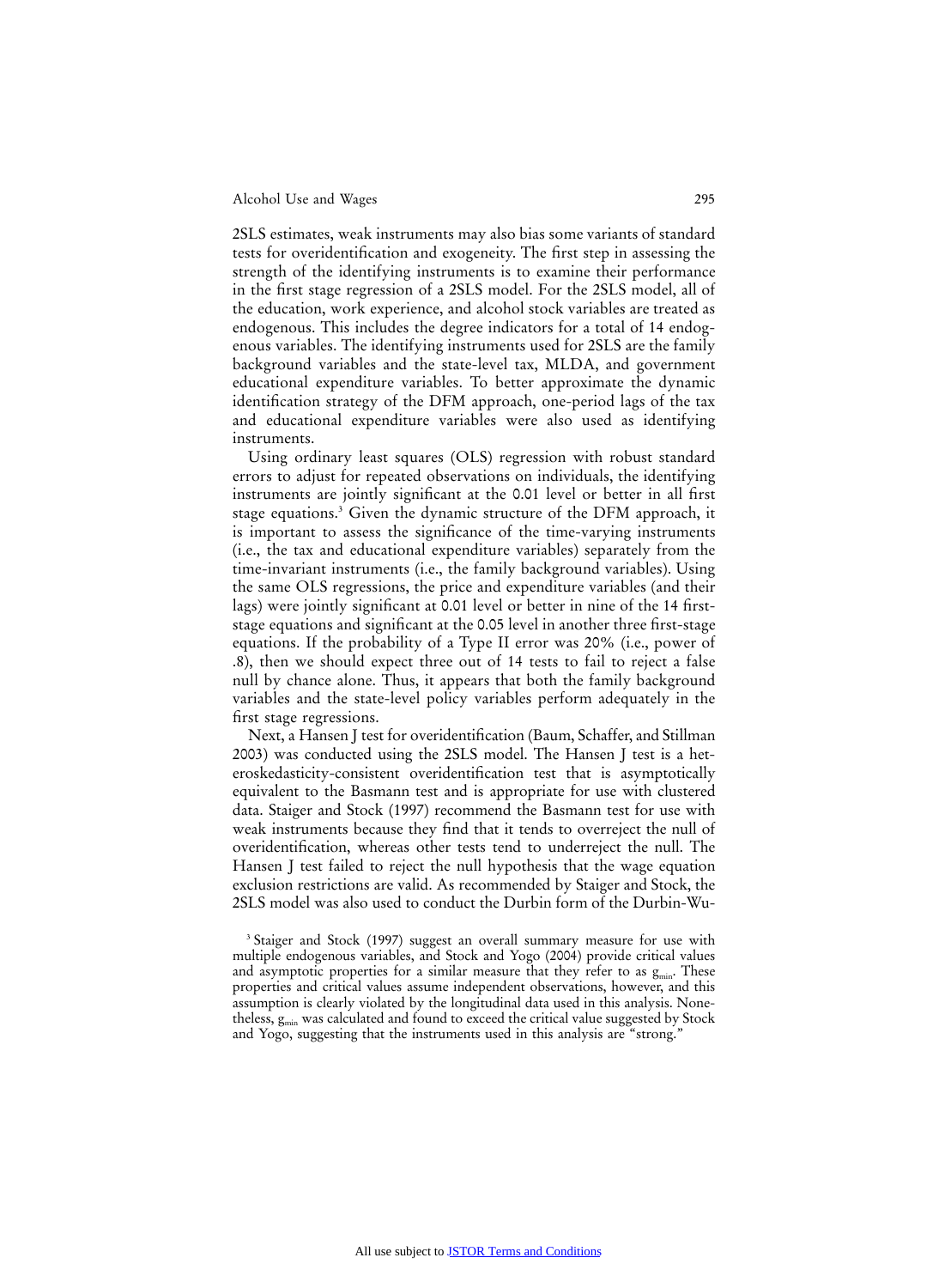2SLS estimates, weak instruments may also bias some variants of standard tests for overidentification and exogeneity. The first step in assessing the strength of the identifying instruments is to examine their performance in the first stage regression of a 2SLS model. For the 2SLS model, all of the education, work experience, and alcohol stock variables are treated as endogenous. This includes the degree indicators for a total of 14 endogenous variables. The identifying instruments used for 2SLS are the family background variables and the state-level tax, MLDA, and government educational expenditure variables. To better approximate the dynamic identification strategy of the DFM approach, one-period lags of the tax and educational expenditure variables were also used as identifying instruments.

Using ordinary least squares (OLS) regression with robust standard errors to adjust for repeated observations on individuals, the identifying instruments are jointly significant at the 0.01 level or better in all first stage equations.[3] Given the dynamic structure of the DFM approach, it is important to assess the significance of the time-varying instruments (i.e., the tax and educational expenditure variables) separately from the time-invariant instruments (i.e., the family background variables). Using the same OLS regressions, the price and expenditure variables (and their lags) were jointly significant at 0.01 level or better in nine of the 14 first-stage equations and significant at the 0.05 level in another three first-stage equations. If the probability of a Type II error was 20% (i.e., power of .8), then we should expect three out of 14 tests to fail to reject a false null by chance alone. Thus, it appears that both the family background variables and the state-level policy variables perform adequately in the first stage regressions.

Next, a Hansen J test for overidentification (Baum, Schaffer, and Stillman 2003) was conducted using the 2SLS model. The Hansen J test is a heteroskedasticity-consistent overidentification test that is asymptotically equivalent to the Basmann test and is appropriate for use with clustered data. Staiger and Stock (1997) recommend the Basmann test for use with weak instruments because they find that it tends to overreject the null of overidentification, whereas other tests tend to underreject the null. The Hansen J test failed to reject the null hypothesis that the wage equation exclusion restrictions are valid. As recommended by Staiger and Stock, the 2SLS model was also used to conduct the Durbin form of the Durbin-Wu-

[3] Staiger and Stock (1997) suggest an overall summary measure for use with multiple endogenous variables, and Stock and Yogo (2004) provide critical values and asymptotic properties for a similar measure that they refer to as $g_{min}$. These properties and critical values assume independent observations, however, and this assumption is clearly violated by the longitudinal data used in this analysis. Nonetheless, $g_{min}$ was calculated and found to exceed the critical value suggested by Stock and Yogo, suggesting that the instruments used in this analysis are "strong."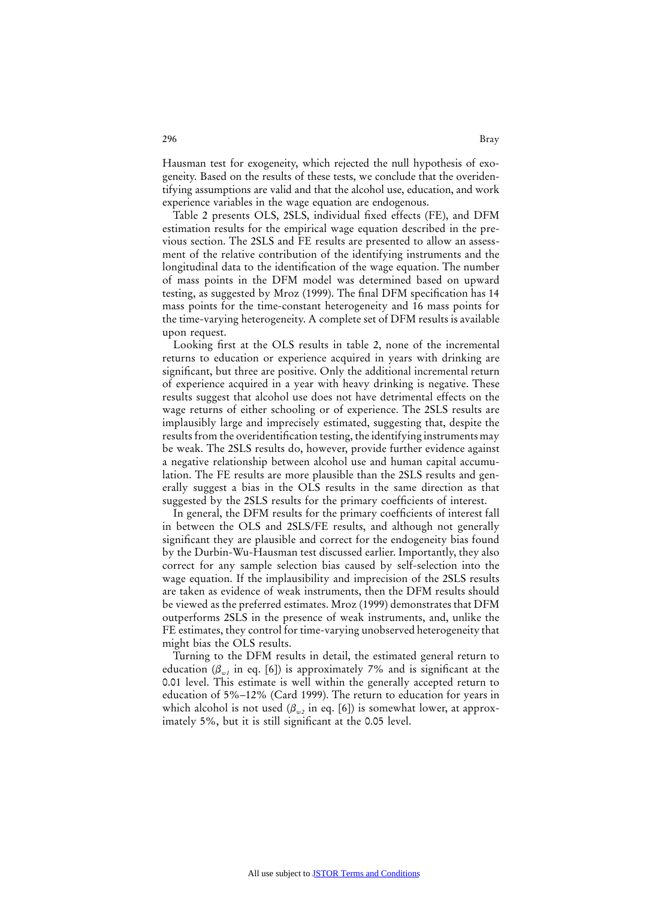Hausman test for exogeneity, which rejected the null hypothesis of exogeneity. Based on the results of these tests, we conclude that the overidentifying assumptions are valid and that the alcohol use, education, and work experience variables in the wage equation are endogenous.

Table 2 presents OLS, 2SLS, individual fixed effects (FE), and DFM estimation results for the empirical wage equation described in the previous section. The 2SLS and FE results are presented to allow an assessment of the relative contribution of the identifying instruments and the longitudinal data to the identification of the wage equation. The number of mass points in the DFM model was determined based on upward testing, as suggested by Mroz (1999). The final DFM specification has 14 mass points for the time-constant heterogeneity and 16 mass points for the time-varying heterogeneity. A complete set of DFM results is available upon request.

Looking first at the OLS results in table 2, none of the incremental returns to education or experience acquired in years with drinking are significant, but three are positive. Only the additional incremental return of experience acquired in a year with heavy drinking is negative. These results suggest that alcohol use does not have detrimental effects on the wage returns of either schooling or of experience. The 2SLS results are implausibly large and imprecisely estimated, suggesting that, despite the results from the overidentification testing, the identifying instruments may be weak. The 2SLS results do, however, provide further evidence against a negative relationship between alcohol use and human capital accumulation. The FE results are more plausible than the 2SLS results and generally suggest a bias in the OLS results in the same direction as that suggested by the 2SLS results for the primary coefficients of interest.

In general, the DFM results for the primary coefficients of interest fall in between the OLS and 2SLS/FE results, and although not generally significant they are plausible and correct for the endogeneity bias found by the Durbin-Wu-Hausman test discussed earlier. Importantly, they also correct for any sample selection bias caused by self-selection into the wage equation. If the implausibility and imprecision of the 2SLS results are taken as evidence of weak instruments, then the DFM results should be viewed as the preferred estimates. Mroz (1999) demonstrates that DFM outperforms 2SLS in the presence of weak instruments, and, unlike the FE estimates, they control for time-varying unobserved heterogeneity that might bias the OLS results.

Turning to the DFM results in detail, the estimated general return to education ($\beta_{w1}$ in eq. [6]) is approximately 7% and is significant at the 0.01 level. This estimate is well within the generally accepted return to education of 5%–12% (Card 1999). The return to education for years in which alcohol is not used ($\beta_{w2}$ in eq. [6]) is somewhat lower, at approximately 5%, but it is still significant at the 0.05 level.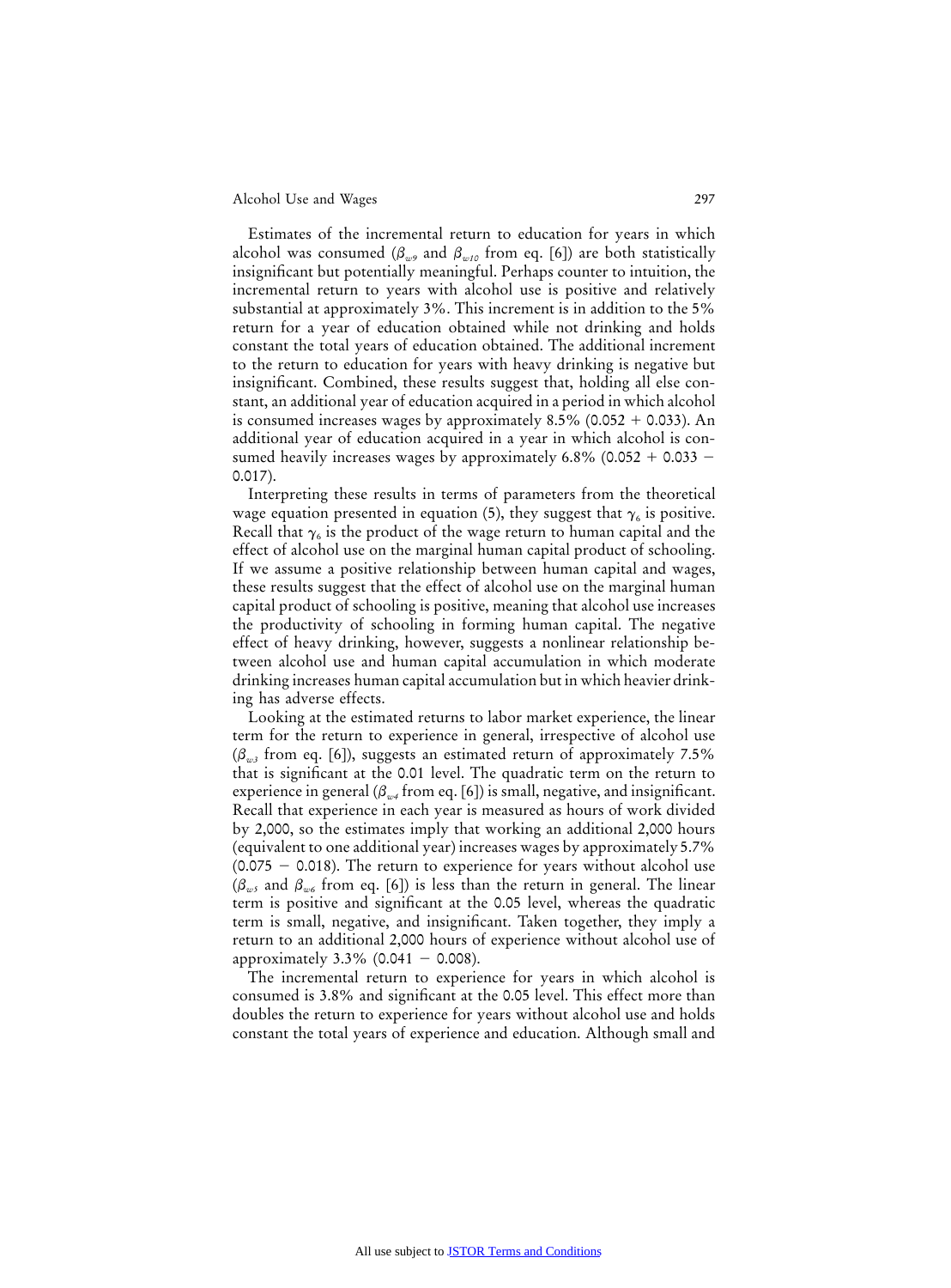Estimates of the incremental return to education for years in which alcohol was consumed ($\beta_{w9}$ and $\beta_{w10}$ from eq. [6]) are both statistically insignificant but potentially meaningful. Perhaps counter to intuition, the incremental return to years with alcohol use is positive and relatively substantial at approximately 3%. This increment is in addition to the 5% return for a year of education obtained while not drinking and holds constant the total years of education obtained. The additional increment to the return to education for years with heavy drinking is negative but insignificant. Combined, these results suggest that, holding all else constant, an additional year of education acquired in a period in which alcohol is consumed increases wages by approximately 8.5% (0.052 + 0.033). An additional year of education acquired in a year in which alcohol is consumed heavily increases wages by approximately 6.8% (0.052 + 0.033 − 0.017).

Interpreting these results in terms of parameters from the theoretical wage equation presented in equation (5), they suggest that $\gamma_6$ is positive. Recall that $\gamma_6$ is the product of the wage return to human capital and the effect of alcohol use on the marginal human capital product of schooling. If we assume a positive relationship between human capital and wages, these results suggest that the effect of alcohol use on the marginal human capital product of schooling is positive, meaning that alcohol use increases the productivity of schooling in forming human capital. The negative effect of heavy drinking, however, suggests a nonlinear relationship between alcohol use and human capital accumulation in which moderate drinking increases human capital accumulation but in which heavier drinking has adverse effects.

Looking at the estimated returns to labor market experience, the linear term for the return to experience in general, irrespective of alcohol use ($\beta_{w3}$ from eq. [6]), suggests an estimated return of approximately 7.5% that is significant at the 0.01 level. The quadratic term on the return to experience in general ($\beta_{w4}$ from eq. [6]) is small, negative, and insignificant. Recall that experience in each year is measured as hours of work divided by 2,000, so the estimates imply that working an additional 2,000 hours (equivalent to one additional year) increases wages by approximately 5.7% (0.075 − 0.018). The return to experience for years without alcohol use ($\beta_{w5}$ and $\beta_{w6}$ from eq. [6]) is less than the return in general. The linear term is positive and significant at the 0.05 level, whereas the quadratic term is small, negative, and insignificant. Taken together, they imply a return to an additional 2,000 hours of experience without alcohol use of approximately 3.3% (0.041 − 0.008).

The incremental return to experience for years in which alcohol is consumed is 3.8% and significant at the 0.05 level. This effect more than doubles the return to experience for years without alcohol use and holds constant the total years of experience and education. Although small and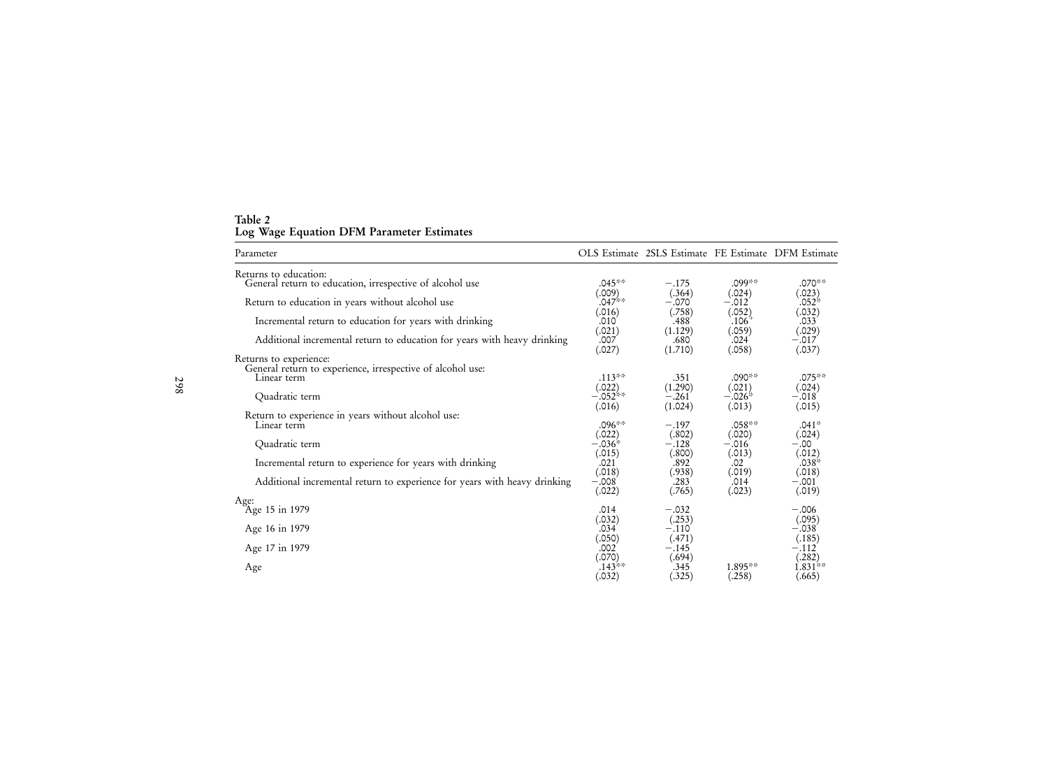**Table 2**
**Log Wage Equation DFM Parameter Estimates**

| Parameter | OLS Estimate | 2SLS Estimate | FE Estimate | DFM Estimate |
|---|---|---|---|---|
| Returns to education: | | | | |
| General return to education, irrespective of alcohol use | .045** | −.175 | .099** | .070** |
| | (.009) | (.364) | (.024) | (.023) |
| Return to education in years without alcohol use | .047** | −.070 | −.012 | .052* |
| | (.016) | (.758) | (.052) | (.032) |
| Incremental return to education for years with drinking | .010 | .488 | .106+ | .033 |
| | (.021) | (1.129) | (.059) | (.029) |
| Additional incremental return to education for years with heavy drinking | .007 | .680 | .024 | −.017 |
| | (.027) | (1.710) | (.058) | (.037) |
| Returns to experience: | | | | |
| General return to experience, irrespective of alcohol use: | | | | |
| Linear term | .113** | .351 | .090** | .075** |
| | (.022) | (1.290) | (.021) | (.024) |
| Quadratic term | −.052** | −.261 | −.026* | −.018 |
| | (.016) | (1.024) | (.013) | (.015) |
| Return to experience in years without alcohol use: | | | | |
| Linear term | .096** | −.197 | .058** | .041* |
| | (.022) | (.802) | (.020) | (.024) |
| Quadratic term | −.036* | −.128 | −.016 | −.00 |
| | (.015) | (.800) | (.013) | (.012) |
| Incremental return to experience for years with drinking | .021 | .892 | .02 | .038* |
| | (.018) | (.938) | (.019) | (.018) |
| Additional incremental return to experience for years with heavy drinking | −.008 | .283 | .014 | −.001 |
| | (.022) | (.765) | (.023) | (.019) |
| Age: | | | | |
| Age 15 in 1979 | .014 | −.032 | | −.006 |
| | (.032) | (.253) | | (.095) |
| Age 16 in 1979 | .034 | −.110 | | −.038 |
| | (.050) | (.471) | | (.185) |
| Age 17 in 1979 | .002 | −.145 | | −.112 |
| | (.070) | (.694) | | (.282) |
| Age | .143** | .345 | 1.895** | 1.831** |
| | (.032) | (.325) | (.258) | (.665) |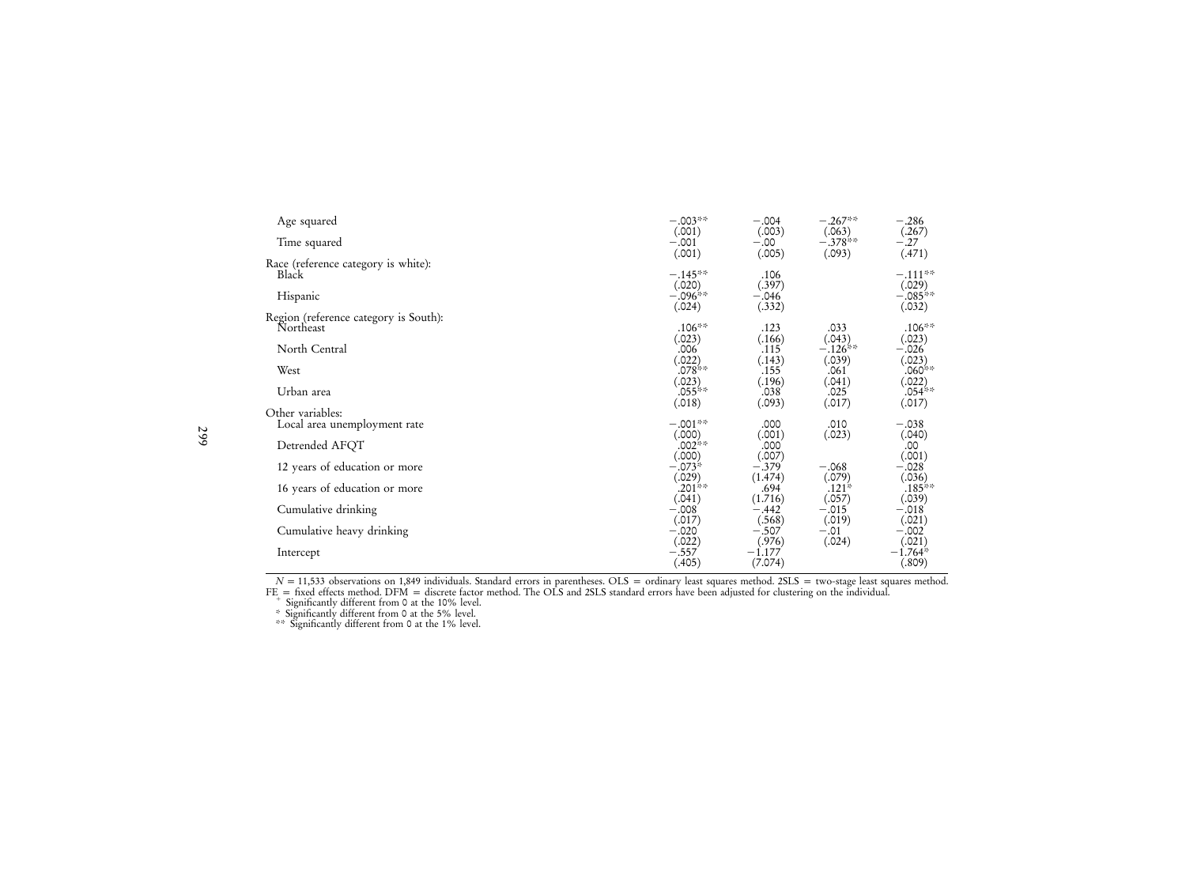| | | | | |
|---|---|---|---|---|
| Age squared | −.003** | −.004 | −.267** | −.286 |
| | (.001) | (.003) | (.063) | (.267) |
| Time squared | −.001 | −.00 | −.378** | −.27 |
| | (.001) | (.005) | (.093) | (.471) |
| Race (reference category is white): | | | | |
| Black | −.145** | .106 | | −.111** |
| | (.020) | (.397) | | (.029) |
| Hispanic | −.096** | −.046 | | −.085** |
| | (.024) | (.332) | | (.032) |
| Region (reference category is South): | | | | |
| Northeast | .106** | .123 | .033 | .106** |
| | (.023) | (.166) | (.043) | (.023) |
| North Central | .006 | .115 | −.126** | −.026 |
| | (.022) | (.143) | (.039) | (.023) |
| West | .078** | .155 | .061 | .060** |
| | (.023) | (.196) | (.041) | (.022) |
| Urban area | .055** | .038 | .025 | .054** |
| | (.018) | (.093) | (.017) | (.017) |
| Other variables: | | | | |
| Local area unemployment rate | −.001** | .000 | .010 | −.038 |
| | (.000) | (.001) | (.023) | (.040) |
| Detrended AFQT | .002** | .000 | | .00 |
| | (.000) | (.007) | | (.001) |
| 12 years of education or more | −.073* | −.379 | −.068 | −.028 |
| | (.029) | (1.474) | (.079) | (.036) |
| 16 years of education or more | .201** | .694 | .121* | .185** |
| | (.041) | (1.716) | (.057) | (.039) |
| Cumulative drinking | −.008 | −.442 | −.015 | −.018 |
| | (.017) | (.568) | (.019) | (.021) |
| Cumulative heavy drinking | −.020 | −.507 | −.01 | −.002 |
| | (.022) | (.976) | (.024) | (.021) |
| Intercept | −.557 | −1.177 | | −1.764* |
| | (.405) | (7.074) | | (.809) |

$N$ = 11,533 observations on 1,849 individuals. Standard errors in parentheses. OLS = ordinary least squares method. 2SLS = two-stage least squares method. FE = fixed effects method. DFM = discrete factor method. The OLS and 2SLS standard errors have been adjusted for clustering on the individual.

+ Significantly different from 0 at the 10% level.

\* Significantly different from 0 at the 5% level.

\*\* Significantly different from 0 at the 1% level.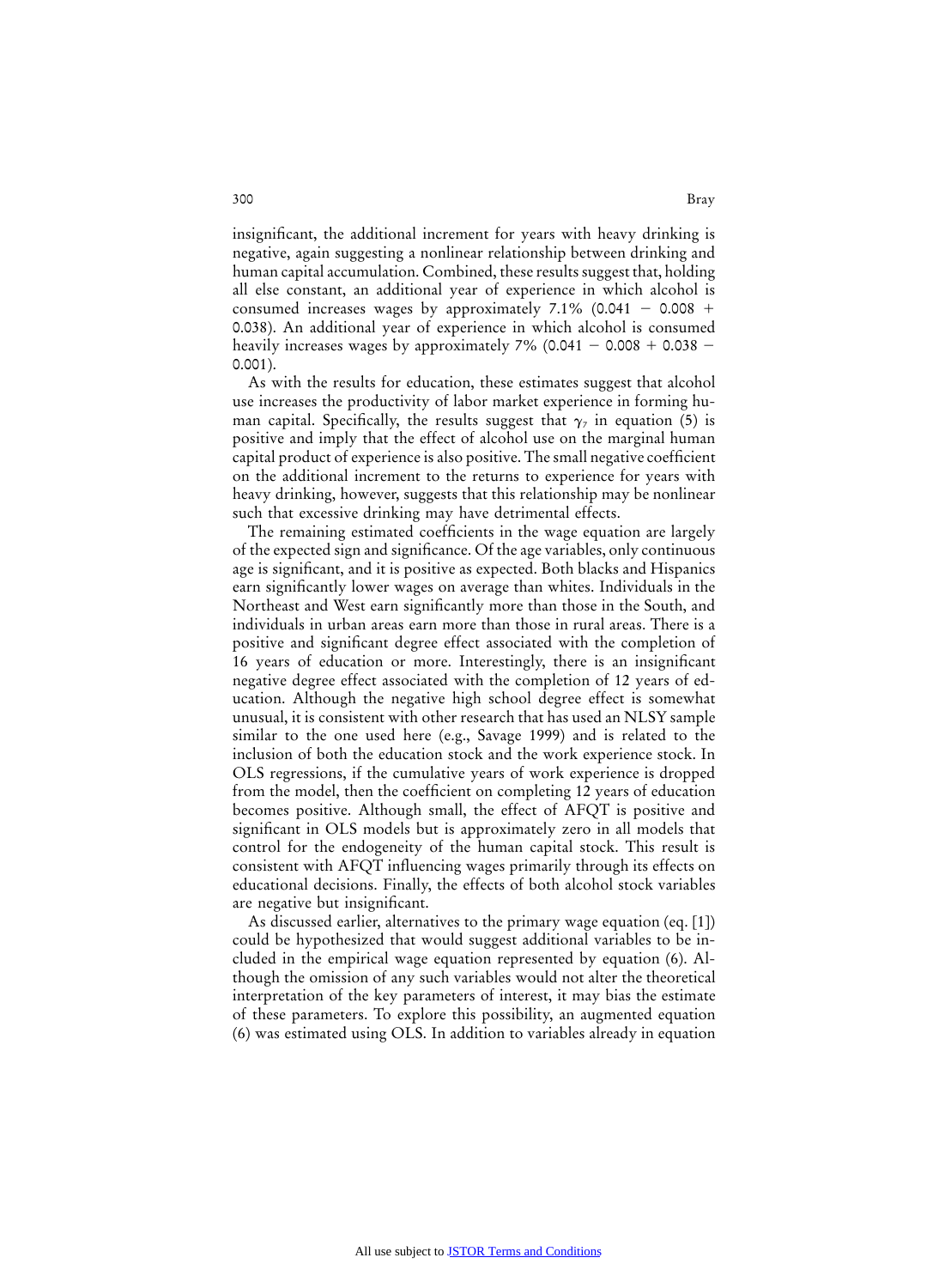insignificant, the additional increment for years with heavy drinking is negative, again suggesting a nonlinear relationship between drinking and human capital accumulation. Combined, these results suggest that, holding all else constant, an additional year of experience in which alcohol is consumed increases wages by approximately 7.1% ($0.041 - 0.008 + 0.038$). An additional year of experience in which alcohol is consumed heavily increases wages by approximately 7% ($0.041 - 0.008 + 0.038 - 0.001$).

As with the results for education, these estimates suggest that alcohol use increases the productivity of labor market experience in forming human capital. Specifically, the results suggest that $\gamma_7$ in equation (5) is positive and imply that the effect of alcohol use on the marginal human capital product of experience is also positive. The small negative coefficient on the additional increment to the returns to experience for years with heavy drinking, however, suggests that this relationship may be nonlinear such that excessive drinking may have detrimental effects.

The remaining estimated coefficients in the wage equation are largely of the expected sign and significance. Of the age variables, only continuous age is significant, and it is positive as expected. Both blacks and Hispanics earn significantly lower wages on average than whites. Individuals in the Northeast and West earn significantly more than those in the South, and individuals in urban areas earn more than those in rural areas. There is a positive and significant degree effect associated with the completion of 16 years of education or more. Interestingly, there is an insignificant negative degree effect associated with the completion of 12 years of education. Although the negative high school degree effect is somewhat unusual, it is consistent with other research that has used an NLSY sample similar to the one used here (e.g., Savage 1999) and is related to the inclusion of both the education stock and the work experience stock. In OLS regressions, if the cumulative years of work experience is dropped from the model, then the coefficient on completing 12 years of education becomes positive. Although small, the effect of AFQT is positive and significant in OLS models but is approximately zero in all models that control for the endogeneity of the human capital stock. This result is consistent with AFQT influencing wages primarily through its effects on educational decisions. Finally, the effects of both alcohol stock variables are negative but insignificant.

As discussed earlier, alternatives to the primary wage equation (eq. [1]) could be hypothesized that would suggest additional variables to be included in the empirical wage equation represented by equation (6). Although the omission of any such variables would not alter the theoretical interpretation of the key parameters of interest, it may bias the estimate of these parameters. To explore this possibility, an augmented equation (6) was estimated using OLS. In addition to variables already in equation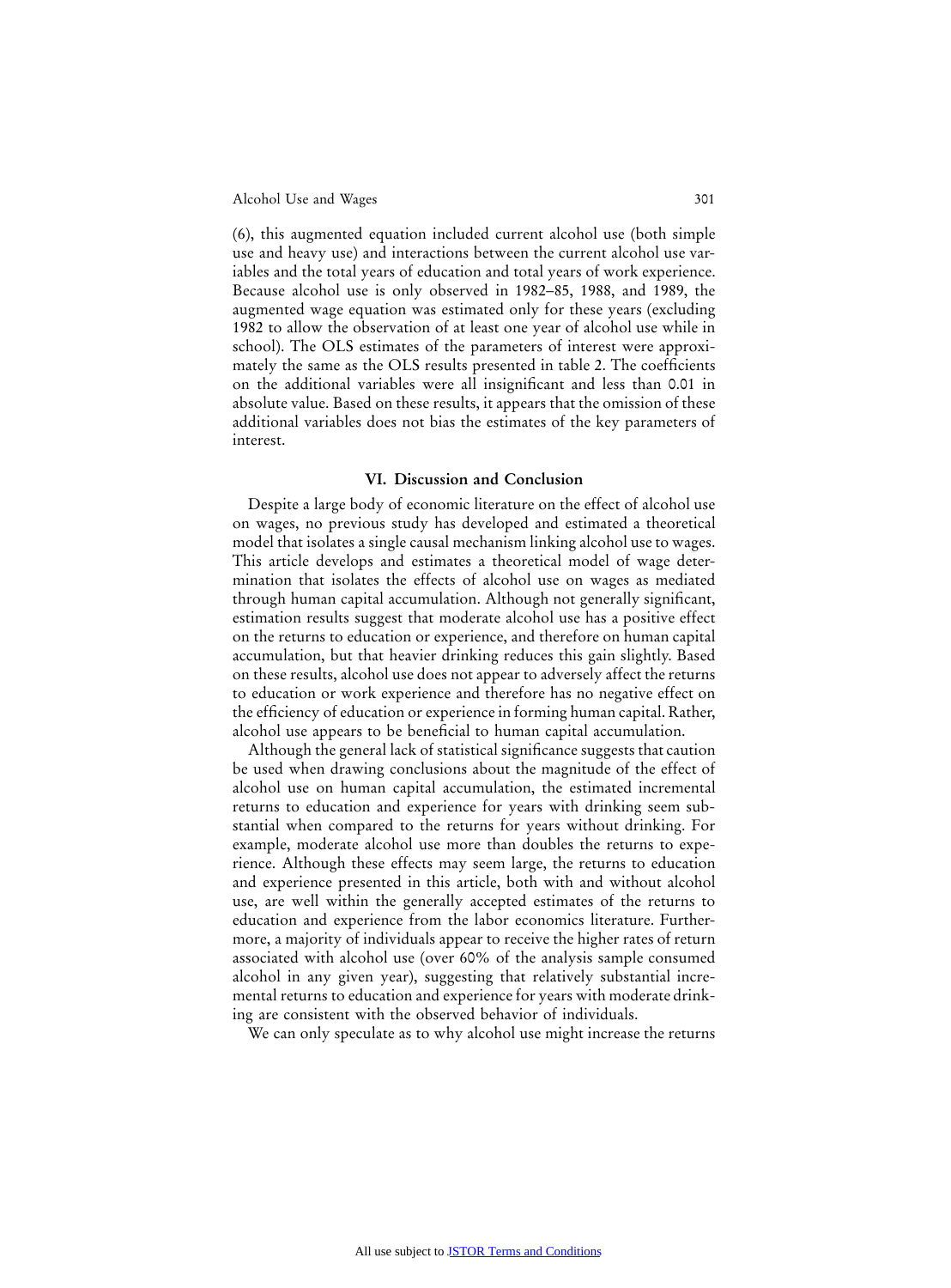(6), this augmented equation included current alcohol use (both simple use and heavy use) and interactions between the current alcohol use variables and the total years of education and total years of work experience. Because alcohol use is only observed in 1982–85, 1988, and 1989, the augmented wage equation was estimated only for these years (excluding 1982 to allow the observation of at least one year of alcohol use while in school). The OLS estimates of the parameters of interest were approximately the same as the OLS results presented in table 2. The coefficients on the additional variables were all insignificant and less than 0.01 in absolute value. Based on these results, it appears that the omission of these additional variables does not bias the estimates of the key parameters of interest.

## VI. Discussion and Conclusion

Despite a large body of economic literature on the effect of alcohol use on wages, no previous study has developed and estimated a theoretical model that isolates a single causal mechanism linking alcohol use to wages. This article develops and estimates a theoretical model of wage determination that isolates the effects of alcohol use on wages as mediated through human capital accumulation. Although not generally significant, estimation results suggest that moderate alcohol use has a positive effect on the returns to education or experience, and therefore on human capital accumulation, but that heavier drinking reduces this gain slightly. Based on these results, alcohol use does not appear to adversely affect the returns to education or work experience and therefore has no negative effect on the efficiency of education or experience in forming human capital. Rather, alcohol use appears to be beneficial to human capital accumulation.

Although the general lack of statistical significance suggests that caution be used when drawing conclusions about the magnitude of the effect of alcohol use on human capital accumulation, the estimated incremental returns to education and experience for years with drinking seem substantial when compared to the returns for years without drinking. For example, moderate alcohol use more than doubles the returns to experience. Although these effects may seem large, the returns to education and experience presented in this article, both with and without alcohol use, are well within the generally accepted estimates of the returns to education and experience from the labor economics literature. Furthermore, a majority of individuals appear to receive the higher rates of return associated with alcohol use (over 60% of the analysis sample consumed alcohol in any given year), suggesting that relatively substantial incremental returns to education and experience for years with moderate drinking are consistent with the observed behavior of individuals.

We can only speculate as to why alcohol use might increase the returns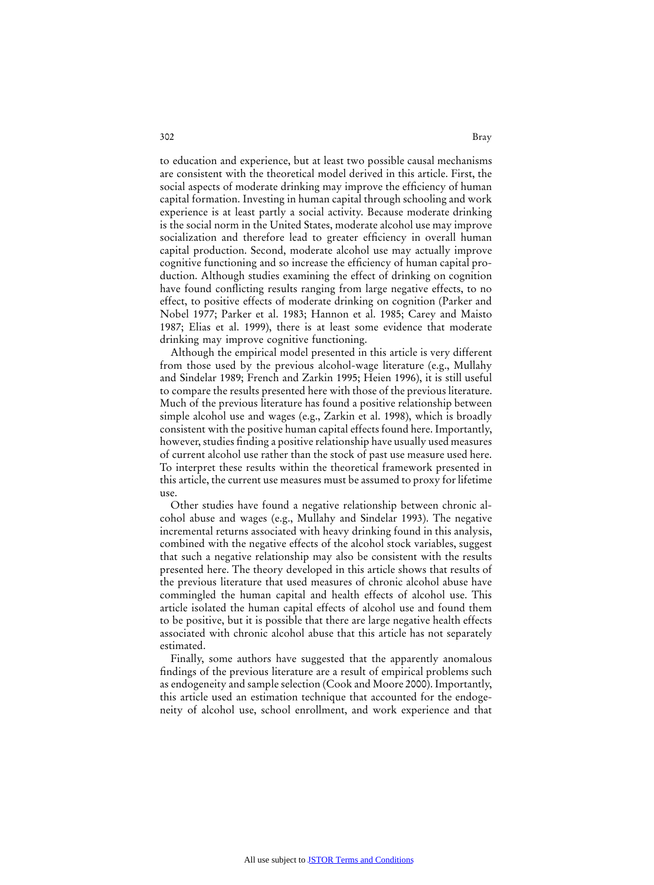to education and experience, but at least two possible causal mechanisms are consistent with the theoretical model derived in this article. First, the social aspects of moderate drinking may improve the efficiency of human capital formation. Investing in human capital through schooling and work experience is at least partly a social activity. Because moderate drinking is the social norm in the United States, moderate alcohol use may improve socialization and therefore lead to greater efficiency in overall human capital production. Second, moderate alcohol use may actually improve cognitive functioning and so increase the efficiency of human capital production. Although studies examining the effect of drinking on cognition have found conflicting results ranging from large negative effects, to no effect, to positive effects of moderate drinking on cognition (Parker and Nobel 1977; Parker et al. 1983; Hannon et al. 1985; Carey and Maisto 1987; Elias et al. 1999), there is at least some evidence that moderate drinking may improve cognitive functioning.

Although the empirical model presented in this article is very different from those used by the previous alcohol-wage literature (e.g., Mullahy and Sindelar 1989; French and Zarkin 1995; Heien 1996), it is still useful to compare the results presented here with those of the previous literature. Much of the previous literature has found a positive relationship between simple alcohol use and wages (e.g., Zarkin et al. 1998), which is broadly consistent with the positive human capital effects found here. Importantly, however, studies finding a positive relationship have usually used measures of current alcohol use rather than the stock of past use measure used here. To interpret these results within the theoretical framework presented in this article, the current use measures must be assumed to proxy for lifetime use.

Other studies have found a negative relationship between chronic alcohol abuse and wages (e.g., Mullahy and Sindelar 1993). The negative incremental returns associated with heavy drinking found in this analysis, combined with the negative effects of the alcohol stock variables, suggest that such a negative relationship may also be consistent with the results presented here. The theory developed in this article shows that results of the previous literature that used measures of chronic alcohol abuse have commingled the human capital and health effects of alcohol use. This article isolated the human capital effects of alcohol use and found them to be positive, but it is possible that there are large negative health effects associated with chronic alcohol abuse that this article has not separately estimated.

Finally, some authors have suggested that the apparently anomalous findings of the previous literature are a result of empirical problems such as endogeneity and sample selection (Cook and Moore 2000). Importantly, this article used an estimation technique that accounted for the endogeneity of alcohol use, school enrollment, and work experience and that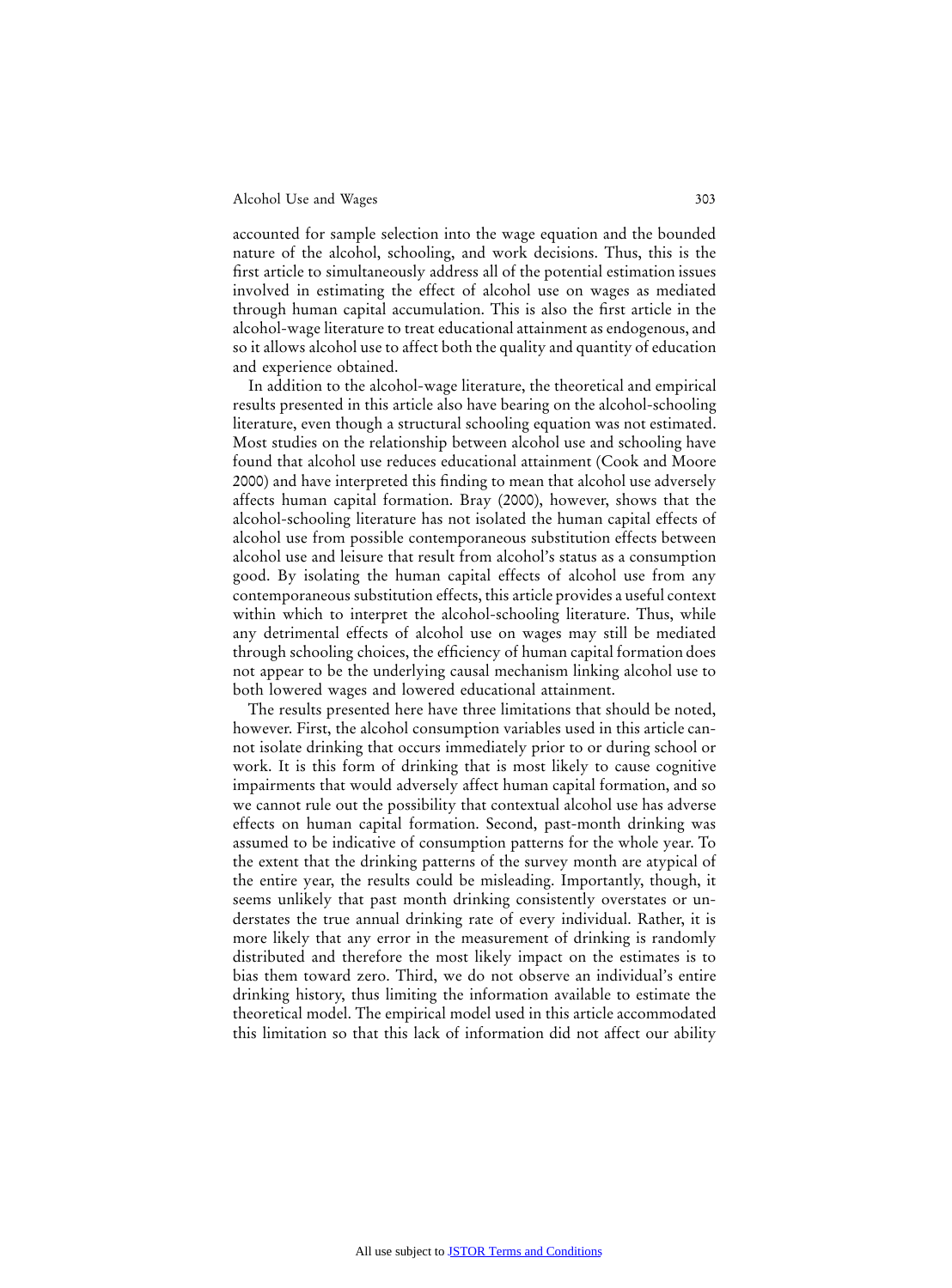accounted for sample selection into the wage equation and the bounded nature of the alcohol, schooling, and work decisions. Thus, this is the first article to simultaneously address all of the potential estimation issues involved in estimating the effect of alcohol use on wages as mediated through human capital accumulation. This is also the first article in the alcohol-wage literature to treat educational attainment as endogenous, and so it allows alcohol use to affect both the quality and quantity of education and experience obtained.

In addition to the alcohol-wage literature, the theoretical and empirical results presented in this article also have bearing on the alcohol-schooling literature, even though a structural schooling equation was not estimated. Most studies on the relationship between alcohol use and schooling have found that alcohol use reduces educational attainment (Cook and Moore 2000) and have interpreted this finding to mean that alcohol use adversely affects human capital formation. Bray (2000), however, shows that the alcohol-schooling literature has not isolated the human capital effects of alcohol use from possible contemporaneous substitution effects between alcohol use and leisure that result from alcohol's status as a consumption good. By isolating the human capital effects of alcohol use from any contemporaneous substitution effects, this article provides a useful context within which to interpret the alcohol-schooling literature. Thus, while any detrimental effects of alcohol use on wages may still be mediated through schooling choices, the efficiency of human capital formation does not appear to be the underlying causal mechanism linking alcohol use to both lowered wages and lowered educational attainment.

The results presented here have three limitations that should be noted, however. First, the alcohol consumption variables used in this article cannot isolate drinking that occurs immediately prior to or during school or work. It is this form of drinking that is most likely to cause cognitive impairments that would adversely affect human capital formation, and so we cannot rule out the possibility that contextual alcohol use has adverse effects on human capital formation. Second, past-month drinking was assumed to be indicative of consumption patterns for the whole year. To the extent that the drinking patterns of the survey month are atypical of the entire year, the results could be misleading. Importantly, though, it seems unlikely that past month drinking consistently overstates or understates the true annual drinking rate of every individual. Rather, it is more likely that any error in the measurement of drinking is randomly distributed and therefore the most likely impact on the estimates is to bias them toward zero. Third, we do not observe an individual's entire drinking history, thus limiting the information available to estimate the theoretical model. The empirical model used in this article accommodated this limitation so that this lack of information did not affect our ability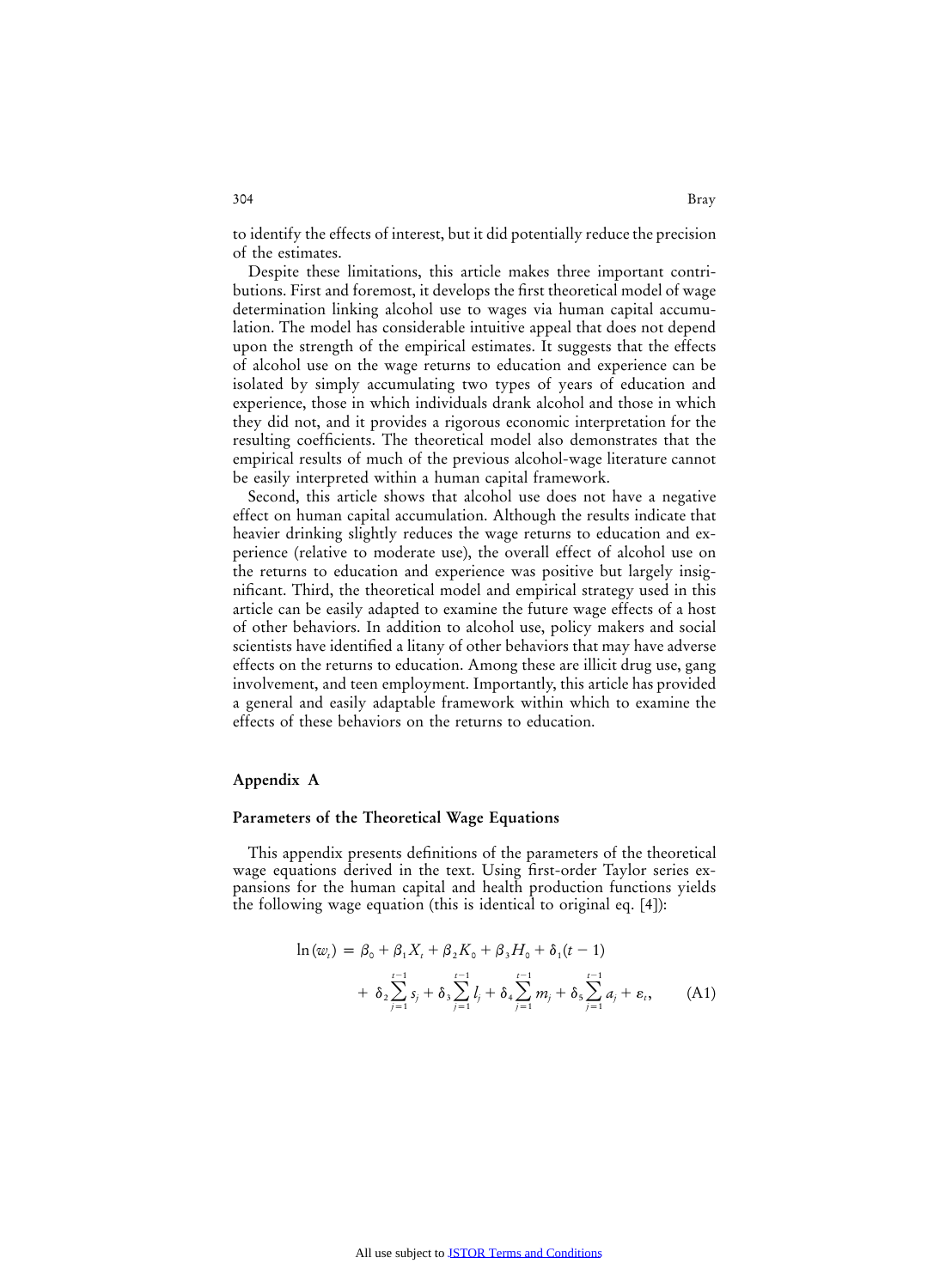to identify the effects of interest, but it did potentially reduce the precision of the estimates.

Despite these limitations, this article makes three important contributions. First and foremost, it develops the first theoretical model of wage determination linking alcohol use to wages via human capital accumulation. The model has considerable intuitive appeal that does not depend upon the strength of the empirical estimates. It suggests that the effects of alcohol use on the wage returns to education and experience can be isolated by simply accumulating two types of years of education and experience, those in which individuals drank alcohol and those in which they did not, and it provides a rigorous economic interpretation for the resulting coefficients. The theoretical model also demonstrates that the empirical results of much of the previous alcohol-wage literature cannot be easily interpreted within a human capital framework.

Second, this article shows that alcohol use does not have a negative effect on human capital accumulation. Although the results indicate that heavier drinking slightly reduces the wage returns to education and experience (relative to moderate use), the overall effect of alcohol use on the returns to education and experience was positive but largely insignificant. Third, the theoretical model and empirical strategy used in this article can be easily adapted to examine the future wage effects of a host of other behaviors. In addition to alcohol use, policy makers and social scientists have identified a litany of other behaviors that may have adverse effects on the returns to education. Among these are illicit drug use, gang involvement, and teen employment. Importantly, this article has provided a general and easily adaptable framework within which to examine the effects of these behaviors on the returns to education.

## Appendix A

### Parameters of the Theoretical Wage Equations

This appendix presents definitions of the parameters of the theoretical wage equations derived in the text. Using first-order Taylor series expansions for the human capital and health production functions yields the following wage equation (this is identical to original eq. [4]):

$$\ln(w_t) = \beta_0 + \beta_1 X_t + \beta_2 K_0 + \beta_3 H_0 + \delta_1(t-1) + \delta_2 \sum_{j=1}^{t-1} s_j + \delta_3 \sum_{j=1}^{t-1} l_j + \delta_4 \sum_{j=1}^{t-1} m_j + \delta_5 \sum_{j=1}^{t-1} a_j + \varepsilon_t, \quad \text{(A1)}$$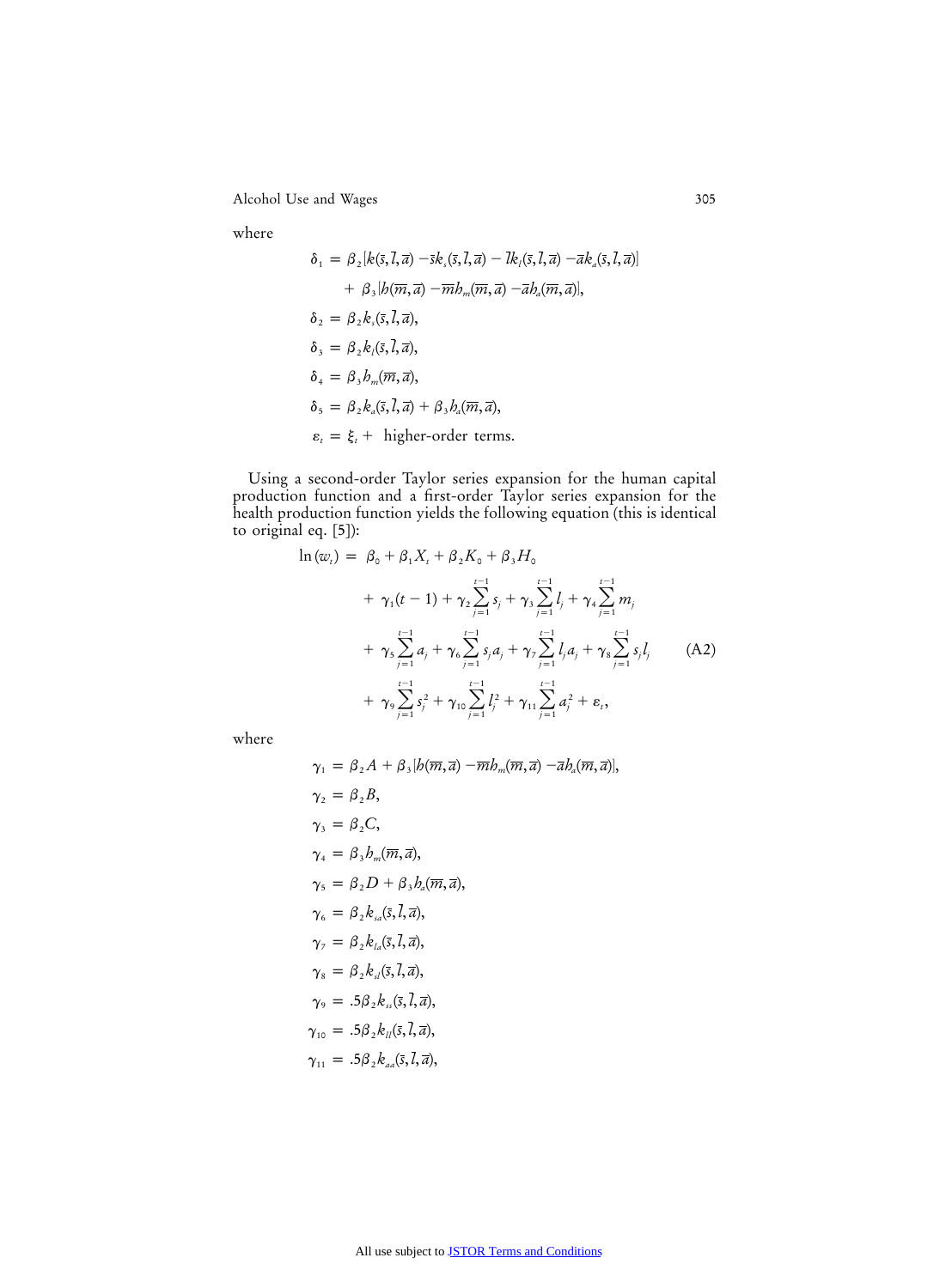where

$$
\begin{aligned}
\delta_1 &= \beta_2[k(\bar{s},\bar{l},\bar{a}) - \bar{s}k_s(\bar{s},\bar{l},\bar{a}) - \bar{l}k_l(\bar{s},\bar{l},\bar{a}) - \bar{a}k_a(\bar{s},\bar{l},\bar{a})] \\
&\quad + \beta_3[h(\bar{m},\bar{a}) - \bar{m}h_m(\bar{m},\bar{a}) - \bar{a}h_a(\bar{m},\bar{a})], \\
\delta_2 &= \beta_2 k_s(\bar{s},\bar{l},\bar{a}), \\
\delta_3 &= \beta_2 k_l(\bar{s},\bar{l},\bar{a}), \\
\delta_4 &= \beta_3 h_m(\bar{m},\bar{a}), \\
\delta_5 &= \beta_2 k_a(\bar{s},\bar{l},\bar{a}) + \beta_3 h_a(\bar{m},\bar{a}), \\
\varepsilon_t &= \xi_t + \text{ higher-order terms.}
\end{aligned}
$$

Using a second-order Taylor series expansion for the human capital production function and a first-order Taylor series expansion for the health production function yields the following equation (this is identical to original eq. [5]):

$$
\begin{aligned}
\ln(w_t) = {} & \beta_0 + \beta_1 X_t + \beta_2 K_0 + \beta_3 H_0 \\
& + \gamma_1(t-1) + \gamma_2 \sum_{j=1}^{t-1} s_j + \gamma_3 \sum_{j=1}^{t-1} l_j + \gamma_4 \sum_{j=1}^{t-1} m_j \\
& + \gamma_5 \sum_{j=1}^{t-1} a_j + \gamma_6 \sum_{j=1}^{t-1} s_j a_j + \gamma_7 \sum_{j=1}^{t-1} l_j a_j + \gamma_8 \sum_{j=1}^{t-1} s_j l_j \\
& + \gamma_9 \sum_{j=1}^{t-1} s_j^2 + \gamma_{10} \sum_{j=1}^{t-1} l_j^2 + \gamma_{11} \sum_{j=1}^{t-1} a_j^2 + \varepsilon_t,
\end{aligned}
\tag{A2}
$$

where

$$
\begin{aligned}
\gamma_1 &= \beta_2 A + \beta_3[h(\bar{m},\bar{a}) - \bar{m}h_m(\bar{m},\bar{a}) - \bar{a}h_a(\bar{m},\bar{a})], \\
\gamma_2 &= \beta_2 B, \\
\gamma_3 &= \beta_2 C, \\
\gamma_4 &= \beta_3 h_m(\bar{m},\bar{a}), \\
\gamma_5 &= \beta_2 D + \beta_3 h_a(\bar{m},\bar{a}), \\
\gamma_6 &= \beta_2 k_{sa}(\bar{s},\bar{l},\bar{a}), \\
\gamma_7 &= \beta_2 k_{la}(\bar{s},\bar{l},\bar{a}), \\
\gamma_8 &= \beta_2 k_{sl}(\bar{s},\bar{l},\bar{a}), \\
\gamma_9 &= .5\beta_2 k_{ss}(\bar{s},\bar{l},\bar{a}), \\
\gamma_{10} &= .5\beta_2 k_{ll}(\bar{s},\bar{l},\bar{a}), \\
\gamma_{11} &= .5\beta_2 k_{aa}(\bar{s},\bar{l},\bar{a}),
\end{aligned}
$$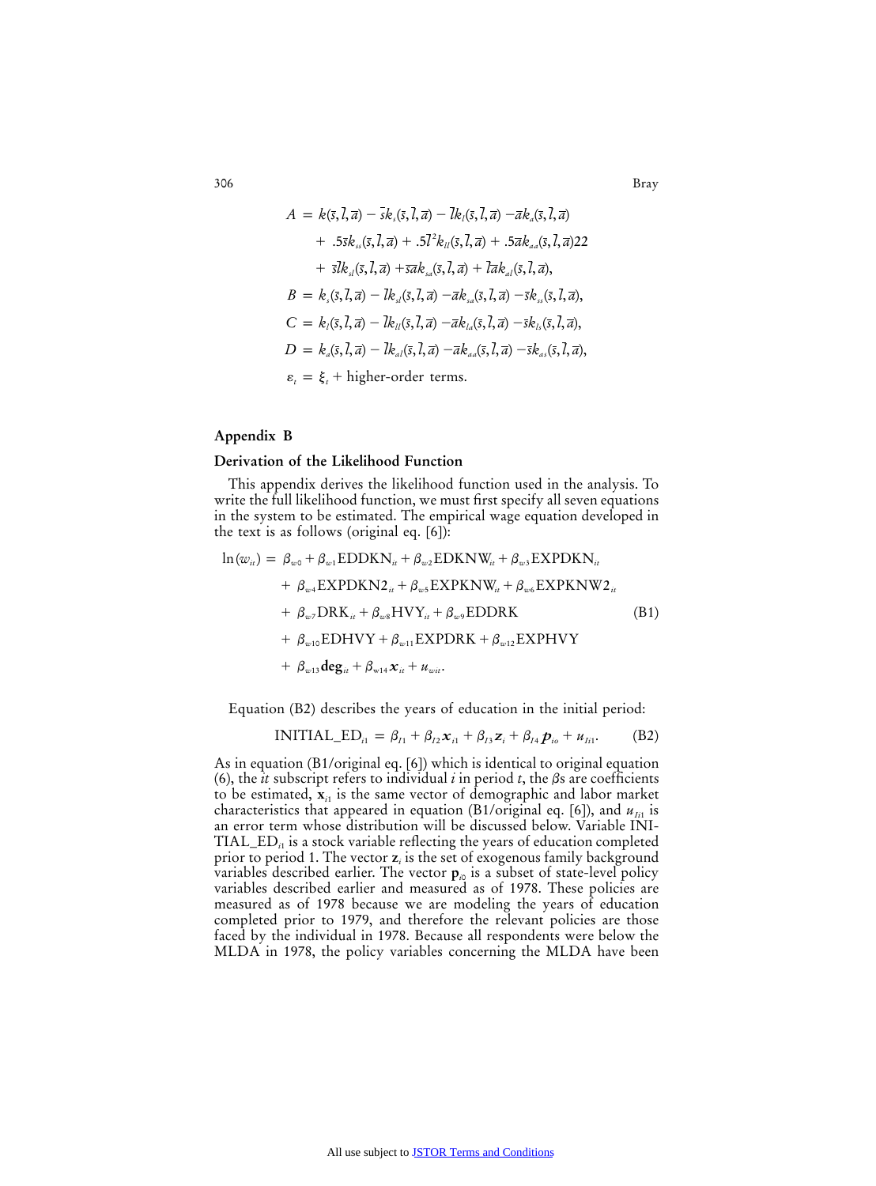$$
\begin{aligned}
A &= k(\bar{s},\bar{l},\bar{a}) - \bar{s}k_s(\bar{s},\bar{l},\bar{a}) - \bar{l}k_l(\bar{s},\bar{l},\bar{a}) - \bar{a}k_a(\bar{s},\bar{l},\bar{a}) \\
&\quad + .5\bar{s}k_{ss}(\bar{s},\bar{l},\bar{a}) + .5\bar{l}^2k_{ll}(\bar{s},\bar{l},\bar{a}) + .5\bar{a}k_{aa}(\bar{s},\bar{l},\bar{a})22 \\
&\quad + \bar{s}\bar{l}k_{sl}(\bar{s},\bar{l},\bar{a}) + \bar{s}\bar{a}k_{sa}(\bar{s},\bar{l},\bar{a}) + \bar{l}\bar{a}k_{al}(\bar{s},\bar{l},\bar{a}), \\
B &= k_s(\bar{s},\bar{l},\bar{a}) - \bar{l}k_{sl}(\bar{s},\bar{l},\bar{a}) - \bar{a}k_{sa}(\bar{s},\bar{l},\bar{a}) - \bar{s}k_{ss}(\bar{s},\bar{l},\bar{a}), \\
C &= k_l(\bar{s},\bar{l},\bar{a}) - \bar{l}k_{ll}(\bar{s},\bar{l},\bar{a}) - \bar{a}k_{la}(\bar{s},\bar{l},\bar{a}) - \bar{s}k_{ls}(\bar{s},\bar{l},\bar{a}), \\
D &= k_a(\bar{s},\bar{l},\bar{a}) - \bar{l}k_{al}(\bar{s},\bar{l},\bar{a}) - \bar{a}k_{aa}(\bar{s},\bar{l},\bar{a}) - \bar{s}k_{as}(\bar{s},\bar{l},\bar{a}), \\
\varepsilon_t &= \xi_t + \text{higher-order terms.}
\end{aligned}
$$

## Appendix B

### Derivation of the Likelihood Function

This appendix derives the likelihood function used in the analysis. To write the full likelihood function, we must first specify all seven equations in the system to be estimated. The empirical wage equation developed in the text is as follows (original eq. [6]):

$$
\begin{aligned}
\ln(w_{it}) = {} & \beta_{w0} + \beta_{w1}\text{EDDKN}_{it} + \beta_{w2}\text{EDKNW}_{it} + \beta_{w3}\text{EXPDKN}_{it} \\
& + \beta_{w4}\text{EXPDKN2}_{it} + \beta_{w5}\text{EXPKNW}_{it} + \beta_{w6}\text{EXPKNW2}_{it} \\
& + \beta_{w7}\text{DRK}_{it} + \beta_{w8}\text{HVY}_{it} + \beta_{w9}\text{EDDRK} \qquad \text{(B1)} \\
& + \beta_{w10}\text{EDHVY} + \beta_{w11}\text{EXPDRK} + \beta_{w12}\text{EXPHVY} \\
& + \beta_{w13}\mathbf{deg}_{it} + \beta_{w14}\boldsymbol{x}_{it} + u_{wit}.
\end{aligned}
$$

Equation (B2) describes the years of education in the initial period:

$$
\text{INITIAL\_ED}_{i1} = \beta_{I1} + \beta_{I2}\boldsymbol{x}_{i1} + \beta_{I3}\boldsymbol{z}_i + \beta_{I4}\boldsymbol{p}_{io} + u_{Ii1}. \qquad \text{(B2)}
$$

As in equation (B1/original eq. [6]) which is identical to original equation (6), the *it* subscript refers to individual *i* in period *t*, the $\beta$s are coefficients to be estimated, $\mathbf{x}_{i1}$ is the same vector of demographic and labor market characteristics that appeared in equation (B1/original eq. [6]), and $u_{Ii1}$ is an error term whose distribution will be discussed below. Variable INITIAL_ED$_{i1}$ is a stock variable reflecting the years of education completed prior to period 1. The vector $\mathbf{z}_i$ is the set of exogenous family background variables described earlier. The vector $\mathbf{p}_{i0}$ is a subset of state-level policy variables described earlier and measured as of 1978. These policies are measured as of 1978 because we are modeling the years of education completed prior to 1979, and therefore the relevant policies are those faced by the individual in 1978. Because all respondents were below the MLDA in 1978, the policy variables concerning the MLDA have been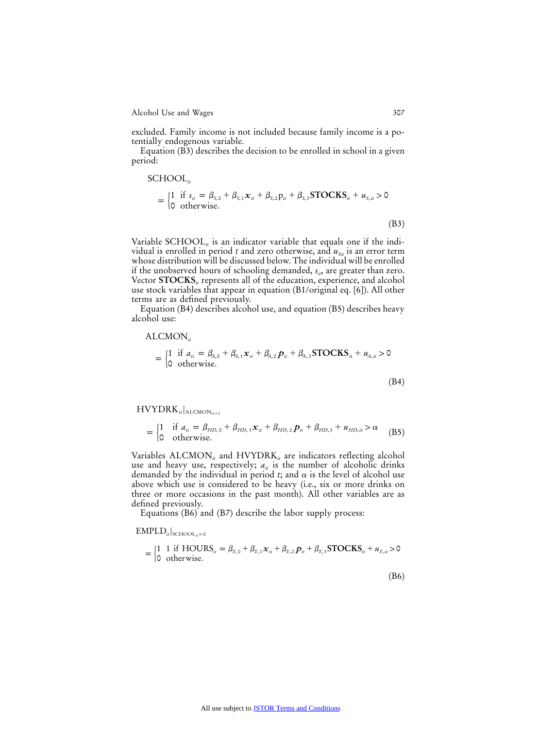excluded. Family income is not included because family income is a potentially endogenous variable.

Equation (B3) describes the decision to be enrolled in school in a given period:

$$\text{SCHOOL}_{it} = \begin{cases} 1 & \text{if } s_{it} = \beta_{S,0} + \beta_{S,1}\boldsymbol{x}_{it} + \beta_{S,2}\text{p}_{it} + \beta_{S,3}\textbf{STOCKS}_{it} + u_{S,it} > 0 \\ 0 & \text{otherwise.} \end{cases} \tag{B3}$$

Variable $\text{SCHOOL}_{it}$ is an indicator variable that equals one if the individual is enrolled in period $t$ and zero otherwise, and $u_{Sit}$ is an error term whose distribution will be discussed below. The individual will be enrolled if the unobserved hours of schooling demanded, $s_{it}$, are greater than zero. Vector $\textbf{STOCKS}_{it}$ represents all of the education, experience, and alcohol use stock variables that appear in equation (B1/original eq. [6]). All other terms are as defined previously.

Equation (B4) describes alcohol use, and equation (B5) describes heavy alcohol use:

$$\text{ALCMON}_{it} = \begin{cases} 1 & \text{if } a_{it} = \beta_{A,0} + \beta_{A,1}\boldsymbol{x}_{it} + \beta_{A,2}\boldsymbol{p}_{it} + \beta_{A,3}\textbf{STOCKS}_{it} + u_{A,it} > 0 \\ 0 & \text{otherwise.} \end{cases} \tag{B4}$$

$$\text{HVYDRK}_{it}|_{\text{ALCMON}_{it}=1} = \begin{cases} 1 & \text{if } a_{it} = \beta_{HD,0} + \beta_{HD,1}\boldsymbol{x}_{it} + \beta_{HD,2}\boldsymbol{p}_{it} + \beta_{HD,3} + u_{HD,it} > \alpha \\ 0 & \text{otherwise.} \end{cases} \tag{B5}$$

Variables $\text{ALCMON}_{it}$ and $\text{HVYDRK}_{it}$ are indicators reflecting alcohol use and heavy use, respectively; $a_{it}$ is the number of alcoholic drinks demanded by the individual in period $t$; and $\alpha$ is the level of alcohol use above which use is considered to be heavy (i.e., six or more drinks on three or more occasions in the past month). All other variables are as defined previously.

Equations (B6) and (B7) describe the labor supply process:

$$\text{EMPLD}_{it}|_{\text{SCHOOL}_{it}=0} = \begin{cases} 1 & 1 \text{ if } \text{HOURS}_{it} = \beta_{E,0} + \beta_{E,1}\boldsymbol{x}_{it} + \beta_{E,2}\boldsymbol{p}_{it} + \beta_{E,3}\textbf{STOCKS}_{it} + u_{E,it} > 0 \\ 0 & \text{otherwise.} \end{cases} \tag{B6}$$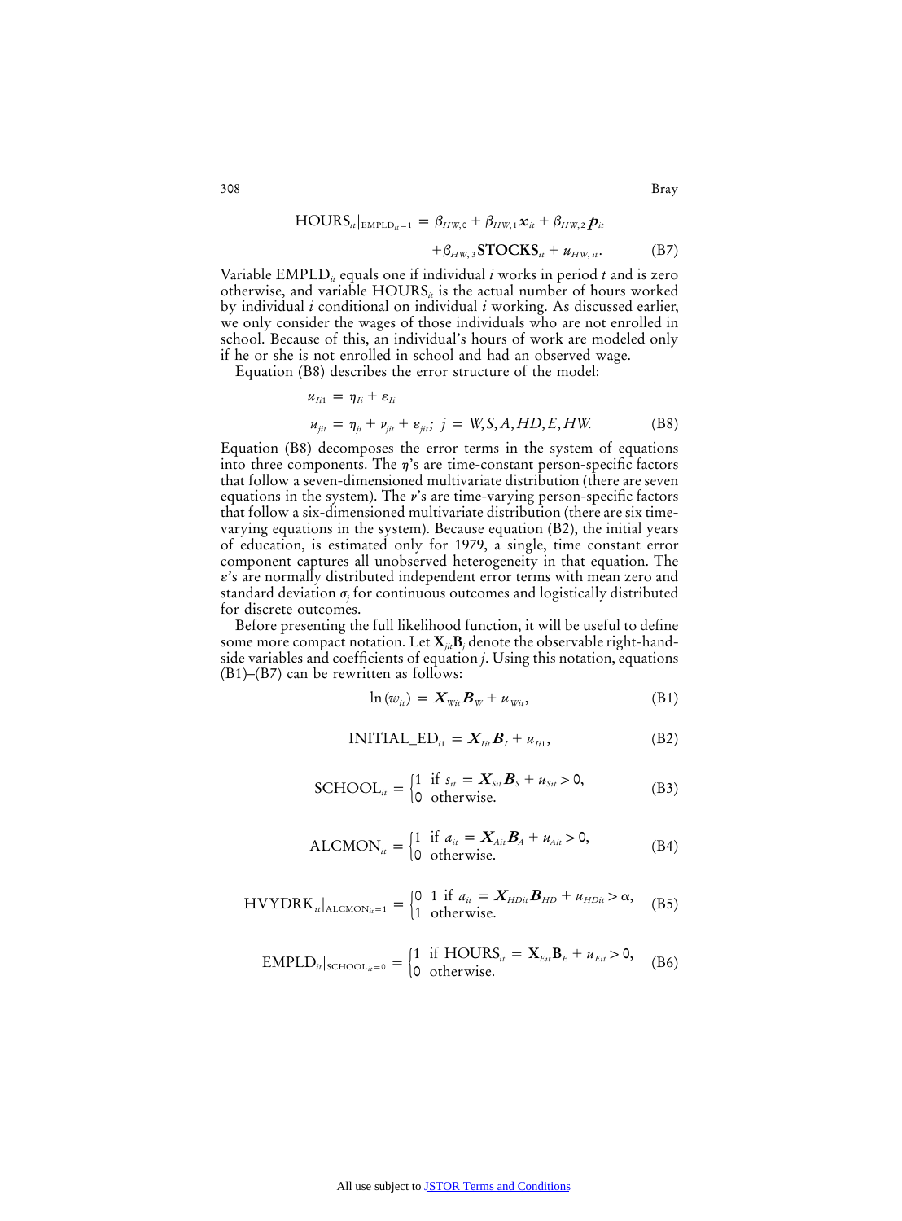$$\text{HOURS}_{it}|_{\text{EMPLD}_{it}=1} = \beta_{HW,0} + \beta_{HW,1}\boldsymbol{x}_{it} + \beta_{HW,2}\boldsymbol{p}_{it} + \beta_{HW,3}\textbf{STOCKS}_{it} + u_{HW,it}. \tag{B7}$$

Variable $\text{EMPLD}_{it}$ equals one if individual $i$ works in period $t$ and is zero otherwise, and variable $\text{HOURS}_{it}$ is the actual number of hours worked by individual $i$ conditional on individual $i$ working. As discussed earlier, we only consider the wages of those individuals who are not enrolled in school. Because of this, an individual's hours of work are modeled only if he or she is not enrolled in school and had an observed wage.

Equation (B8) describes the error structure of the model:

$$u_{Ii1} = \eta_{Ii} + \varepsilon_{Ii}$$

$$u_{jit} = \eta_{ji} + \nu_{jit} + \varepsilon_{jit};\ j = W, S, A, HD, E, HW. \tag{B8}$$

Equation (B8) decomposes the error terms in the system of equations into three components. The $\eta$'s are time-constant person-specific factors that follow a seven-dimensioned multivariate distribution (there are seven equations in the system). The $\nu$'s are time-varying person-specific factors that follow a six-dimensioned multivariate distribution (there are six time-varying equations in the system). Because equation (B2), the initial years of education, is estimated only for 1979, a single, time constant error component captures all unobserved heterogeneity in that equation. The $\varepsilon$'s are normally distributed independent error terms with mean zero and standard deviation $\sigma_j$ for continuous outcomes and logistically distributed for discrete outcomes.

Before presenting the full likelihood function, it will be useful to define some more compact notation. Let $\mathbf{X}_{jit}\mathbf{B}_j$ denote the observable right-hand-side variables and coefficients of equation $j$. Using this notation, equations (B1)–(B7) can be rewritten as follows:

$$\ln(w_{it}) = \boldsymbol{X}_{Wit}\boldsymbol{B}_W + u_{Wit}, \tag{B1}$$

$$\text{INITIAL\_ED}_{i1} = \boldsymbol{X}_{Iit}\boldsymbol{B}_I + u_{Ii1}, \tag{B2}$$

$$\text{SCHOOL}_{it} = \begin{cases} 1 & \text{if } s_{it} = \boldsymbol{X}_{Sit}\boldsymbol{B}_S + u_{Sit} > 0, \\ 0 & \text{otherwise.} \end{cases} \tag{B3}$$

$$\text{ALCMON}_{it} = \begin{cases} 1 & \text{if } a_{it} = \boldsymbol{X}_{Ait}\boldsymbol{B}_A + u_{Ait} > 0, \\ 0 & \text{otherwise.} \end{cases} \tag{B4}$$

$$\text{HVYDRK}_{it}|_{\text{ALCMON}_{it}=1} = \begin{cases} 0\ \ 1 & \text{if } a_{it} = \boldsymbol{X}_{HDit}\boldsymbol{B}_{HD} + u_{HDit} > \alpha, \\ 1 & \text{otherwise.} \end{cases} \tag{B5}$$

$$\text{EMPLD}_{it}|_{\text{SCHOOL}_{it}=0} = \begin{cases} 1 & \text{if } \text{HOURS}_{it} = \mathbf{X}_{Eit}\mathbf{B}_E + u_{Eit} > 0, \\ 0 & \text{otherwise.} \end{cases} \tag{B6}$$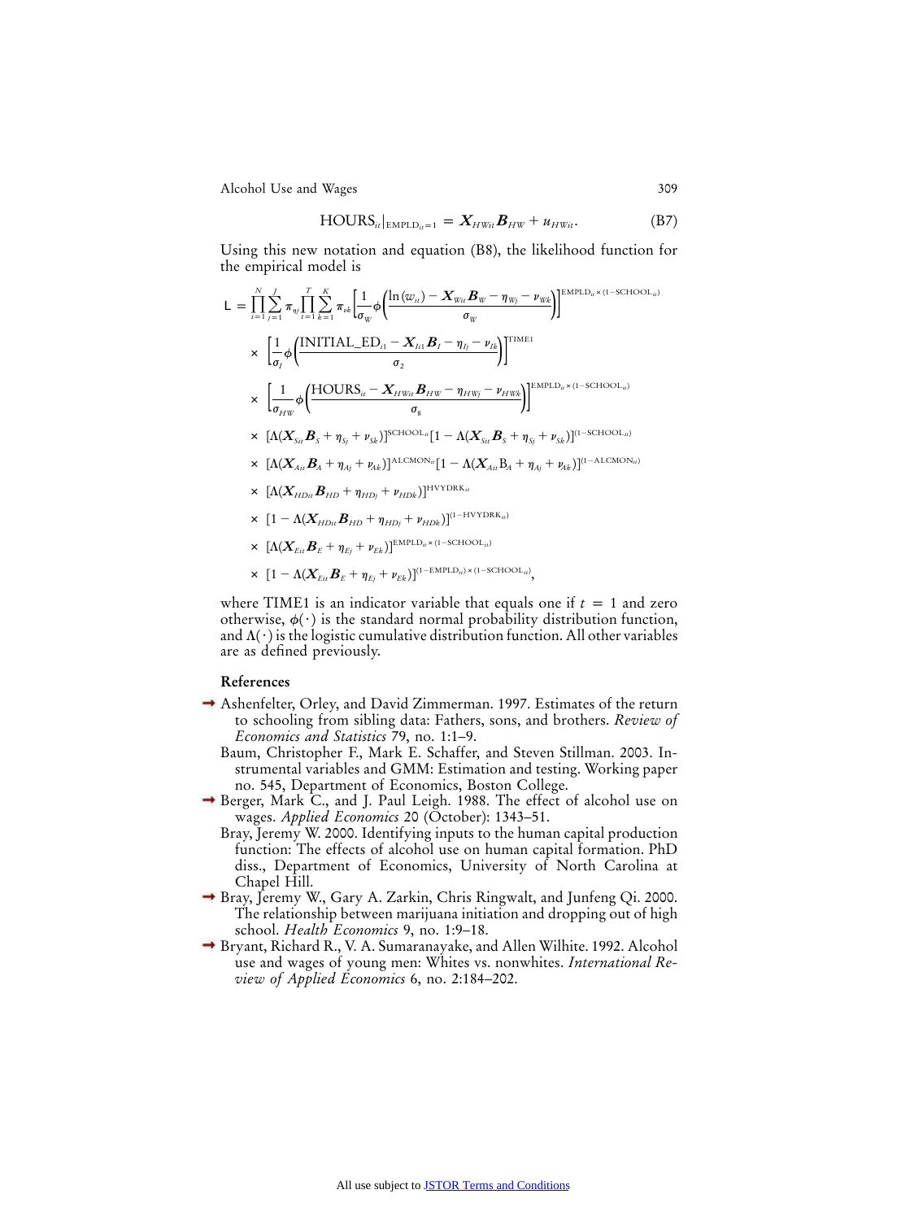$$\text{HOURS}_{it}|_{\text{EMPLD}_{it}=1} = \boldsymbol{X}_{HWit}\boldsymbol{B}_{HW} + u_{HWit}. \tag{B7}$$

Using this new notation and equation (B8), the likelihood function for the empirical model is

$$
\begin{aligned}
\mathsf{L} = \prod_{i=1}^{N}\sum_{j=1}^{J}\pi_{\eta j}\prod_{t=1}^{T}\sum_{k=1}^{K}\pi_{\nu k}&\left[\frac{1}{\sigma_W}\phi\left(\frac{\ln(w_{it}) - \boldsymbol{X}_{Wit}\boldsymbol{B}_W - \eta_{Wj} - \nu_{Wk}}{\sigma_W}\right)\right]^{\text{EMPLD}_{it}\times(1-\text{SCHOOL}_{it})}\\
\times&\left[\frac{1}{\sigma_I}\phi\left(\frac{\text{INITIAL\_ED}_{i1} - \boldsymbol{X}_{Ii1}\boldsymbol{B}_I - \eta_{Ij} - \nu_{Ik}}{\sigma_2}\right)\right]^{\text{TIME1}}\\
\times&\left[\frac{1}{\sigma_{HW}}\phi\left(\frac{\text{HOURS}_{it} - \boldsymbol{X}_{HWit}\boldsymbol{B}_{HW} - \eta_{HWj} - \nu_{HWk}}{\sigma_8}\right)\right]^{\text{EMPLD}_{it}\times(1-\text{SCHOOL}_{it})}\\
\times&\left[\Lambda(\boldsymbol{X}_{Sit}\boldsymbol{B}_S + \eta_{Sj} + \nu_{Sk})\right]^{\text{SCHOOL}_{it}}\left[1 - \Lambda(\boldsymbol{X}_{Sit}\boldsymbol{B}_S + \eta_{Sj} + \nu_{Sk})\right]^{(1-\text{SCHOOL}_{it})}\\
\times&\left[\Lambda(\boldsymbol{X}_{Ait}\boldsymbol{B}_A + \eta_{Aj} + \nu_{Ak})\right]^{\text{ALCMON}_{it}}\left[1 - \Lambda(\boldsymbol{X}_{Ait}\text{B}_A + \eta_{Aj} + \nu_{Ak})\right]^{(1-\text{ALCMON}_{it})}\\
\times&\left[\Lambda(\boldsymbol{X}_{HDit}\boldsymbol{B}_{HD} + \eta_{HDj} + \nu_{HDk})\right]^{\text{HVYDRK}_{it}}\\
\times&\left[1 - \Lambda(\boldsymbol{X}_{HDit}\boldsymbol{B}_{HD} + \eta_{HDj} + \nu_{HDk})\right]^{(1-\text{HVYDRK}_{it})}\\
\times&\left[\Lambda(\boldsymbol{X}_{Eit}\boldsymbol{B}_E + \eta_{Ej} + \nu_{Ek})\right]^{\text{EMPLD}_{it}\times(1-\text{SCHOOL}_{it})}\\
\times&\left[1 - \Lambda(\boldsymbol{X}_{Eit}\boldsymbol{B}_E + \eta_{Ej} + \nu_{Ek})\right]^{(1-\text{EMPLD}_{it})\times(1-\text{SCHOOL}_{it})},
\end{aligned}
$$

where TIME1 is an indicator variable that equals one if $t = 1$ and zero otherwise, $\phi(\cdot)$ is the standard normal probability distribution function, and $\Lambda(\cdot)$ is the logistic cumulative distribution function. All other variables are as defined previously.

## References

Ashenfelter, Orley, and David Zimmerman. 1997. Estimates of the return to schooling from sibling data: Fathers, sons, and brothers. *Review of Economics and Statistics* 79, no. 1:1–9.

Baum, Christopher F., Mark E. Schaffer, and Steven Stillman. 2003. Instrumental variables and GMM: Estimation and testing. Working paper no. 545, Department of Economics, Boston College.

Berger, Mark C., and J. Paul Leigh. 1988. The effect of alcohol use on wages. *Applied Economics* 20 (October): 1343–51.

Bray, Jeremy W. 2000. Identifying inputs to the human capital production function: The effects of alcohol use on human capital formation. PhD diss., Department of Economics, University of North Carolina at Chapel Hill.

Bray, Jeremy W., Gary A. Zarkin, Chris Ringwalt, and Junfeng Qi. 2000. The relationship between marijuana initiation and dropping out of high school. *Health Economics* 9, no. 1:9–18.

Bryant, Richard R., V. A. Sumaranayake, and Allen Wilhite. 1992. Alcohol use and wages of young men: Whites vs. nonwhites. *International Review of Applied Economics* 6, no. 2:184–202.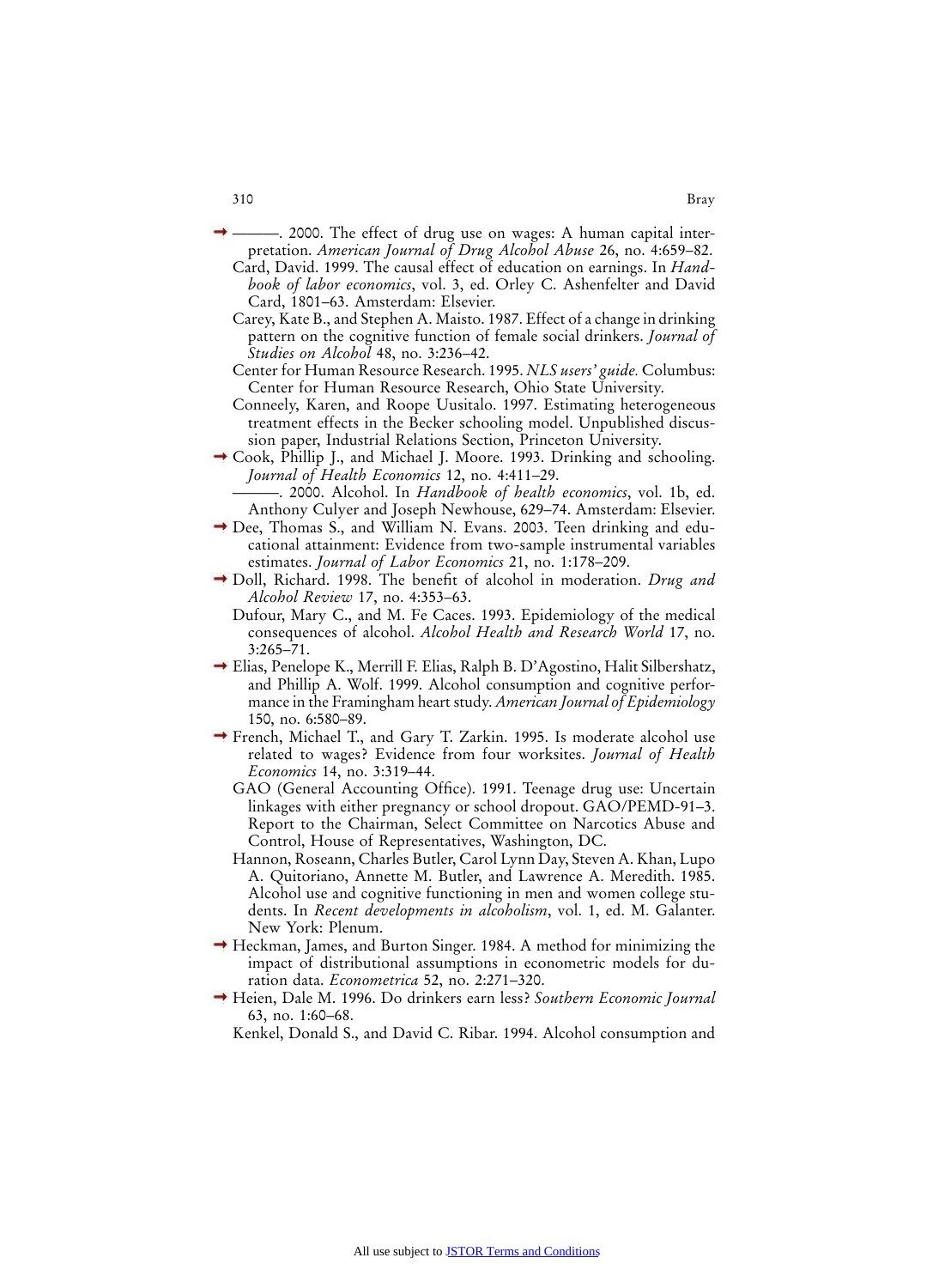———. 2000. The effect of drug use on wages: A human capital interpretation. *American Journal of Drug Alcohol Abuse* 26, no. 4:659–82.

Card, David. 1999. The causal effect of education on earnings. In *Handbook of labor economics*, vol. 3, ed. Orley C. Ashenfelter and David Card, 1801–63. Amsterdam: Elsevier.

Carey, Kate B., and Stephen A. Maisto. 1987. Effect of a change in drinking pattern on the cognitive function of female social drinkers. *Journal of Studies on Alcohol* 48, no. 3:236–42.

Center for Human Resource Research. 1995. *NLS users' guide.* Columbus: Center for Human Resource Research, Ohio State University.

Conneely, Karen, and Roope Uusitalo. 1997. Estimating heterogeneous treatment effects in the Becker schooling model. Unpublished discussion paper, Industrial Relations Section, Princeton University.

Cook, Phillip J., and Michael J. Moore. 1993. Drinking and schooling. *Journal of Health Economics* 12, no. 4:411–29.

———. 2000. Alcohol. In *Handbook of health economics*, vol. 1b, ed. Anthony Culyer and Joseph Newhouse, 629–74. Amsterdam: Elsevier.

Dee, Thomas S., and William N. Evans. 2003. Teen drinking and educational attainment: Evidence from two-sample instrumental variables estimates. *Journal of Labor Economics* 21, no. 1:178–209.

Doll, Richard. 1998. The benefit of alcohol in moderation. *Drug and Alcohol Review* 17, no. 4:353–63.

Dufour, Mary C., and M. Fe Caces. 1993. Epidemiology of the medical consequences of alcohol. *Alcohol Health and Research World* 17, no. 3:265–71.

Elias, Penelope K., Merrill F. Elias, Ralph B. D'Agostino, Halit Silbershatz, and Phillip A. Wolf. 1999. Alcohol consumption and cognitive performance in the Framingham heart study. *American Journal of Epidemiology* 150, no. 6:580–89.

French, Michael T., and Gary T. Zarkin. 1995. Is moderate alcohol use related to wages? Evidence from four worksites. *Journal of Health Economics* 14, no. 3:319–44.

GAO (General Accounting Office). 1991. Teenage drug use: Uncertain linkages with either pregnancy or school dropout. GAO/PEMD-91–3. Report to the Chairman, Select Committee on Narcotics Abuse and Control, House of Representatives, Washington, DC.

Hannon, Roseann, Charles Butler, Carol Lynn Day, Steven A. Khan, Lupo A. Quitoriano, Annette M. Butler, and Lawrence A. Meredith. 1985. Alcohol use and cognitive functioning in men and women college students. In *Recent developments in alcoholism*, vol. 1, ed. M. Galanter. New York: Plenum.

Heckman, James, and Burton Singer. 1984. A method for minimizing the impact of distributional assumptions in econometric models for duration data. *Econometrica* 52, no. 2:271–320.

Heien, Dale M. 1996. Do drinkers earn less? *Southern Economic Journal* 63, no. 1:60–68.

Kenkel, Donald S., and David C. Ribar. 1994. Alcohol consumption and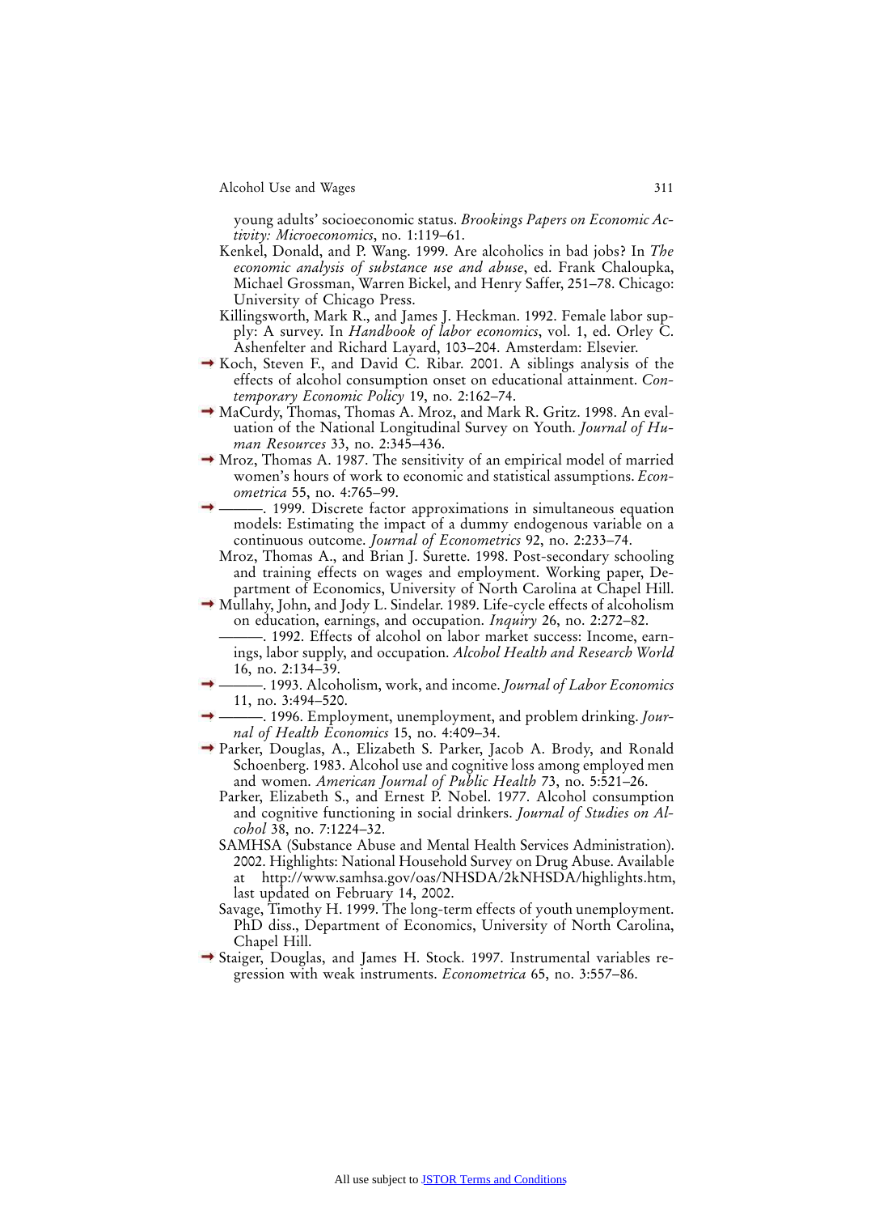young adults' socioeconomic status. *Brookings Papers on Economic Activity: Microeconomics*, no. 1:119–61.

Kenkel, Donald, and P. Wang. 1999. Are alcoholics in bad jobs? In *The economic analysis of substance use and abuse*, ed. Frank Chaloupka, Michael Grossman, Warren Bickel, and Henry Saffer, 251–78. Chicago: University of Chicago Press.

Killingsworth, Mark R., and James J. Heckman. 1992. Female labor supply: A survey. In *Handbook of labor economics*, vol. 1, ed. Orley C. Ashenfelter and Richard Layard, 103–204. Amsterdam: Elsevier.

Koch, Steven F., and David C. Ribar. 2001. A siblings analysis of the effects of alcohol consumption onset on educational attainment. *Contemporary Economic Policy* 19, no. 2:162–74.

MaCurdy, Thomas, Thomas A. Mroz, and Mark R. Gritz. 1998. An evaluation of the National Longitudinal Survey on Youth. *Journal of Human Resources* 33, no. 2:345–436.

Mroz, Thomas A. 1987. The sensitivity of an empirical model of married women's hours of work to economic and statistical assumptions. *Econometrica* 55, no. 4:765–99.

———. 1999. Discrete factor approximations in simultaneous equation models: Estimating the impact of a dummy endogenous variable on a continuous outcome. *Journal of Econometrics* 92, no. 2:233–74.

Mroz, Thomas A., and Brian J. Surette. 1998. Post-secondary schooling and training effects on wages and employment. Working paper, Department of Economics, University of North Carolina at Chapel Hill.

Mullahy, John, and Jody L. Sindelar. 1989. Life-cycle effects of alcoholism on education, earnings, and occupation. *Inquiry* 26, no. 2:272–82.

———. 1992. Effects of alcohol on labor market success: Income, earnings, labor supply, and occupation. *Alcohol Health and Research World* 16, no. 2:134–39.

———. 1993. Alcoholism, work, and income. *Journal of Labor Economics* 11, no. 3:494–520.

———. 1996. Employment, unemployment, and problem drinking. *Journal of Health Economics* 15, no. 4:409–34.

Parker, Douglas, A., Elizabeth S. Parker, Jacob A. Brody, and Ronald Schoenberg. 1983. Alcohol use and cognitive loss among employed men and women. *American Journal of Public Health* 73, no. 5:521–26.

Parker, Elizabeth S., and Ernest P. Nobel. 1977. Alcohol consumption and cognitive functioning in social drinkers. *Journal of Studies on Alcohol* 38, no. 7:1224–32.

SAMHSA (Substance Abuse and Mental Health Services Administration). 2002. Highlights: National Household Survey on Drug Abuse. Available at http://www.samhsa.gov/oas/NHSDA/2kNHSDA/highlights.htm, last updated on February 14, 2002.

Savage, Timothy H. 1999. The long-term effects of youth unemployment. PhD diss., Department of Economics, University of North Carolina, Chapel Hill.

Staiger, Douglas, and James H. Stock. 1997. Instrumental variables regression with weak instruments. *Econometrica* 65, no. 3:557–86.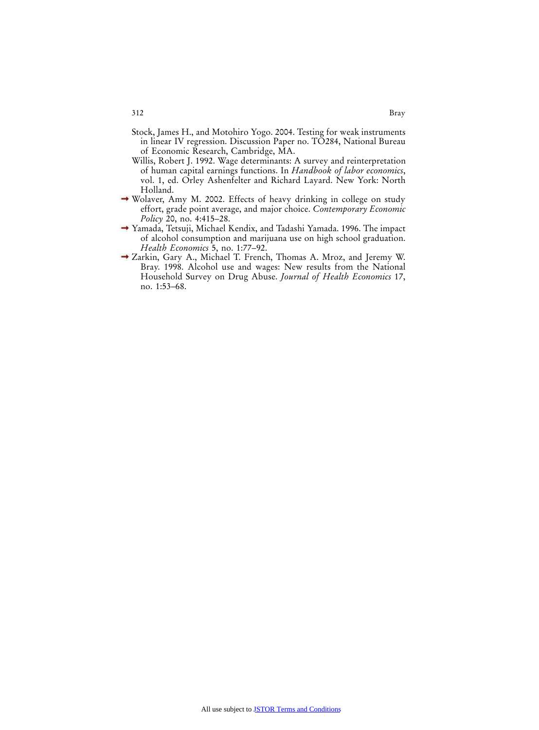Stock, James H., and Motohiro Yogo. 2004. Testing for weak instruments in linear IV regression. Discussion Paper no. TO284, National Bureau of Economic Research, Cambridge, MA.

Willis, Robert J. 1992. Wage determinants: A survey and reinterpretation of human capital earnings functions. In *Handbook of labor economics*, vol. 1, ed. Orley Ashenfelter and Richard Layard. New York: North Holland.

Wolaver, Amy M. 2002. Effects of heavy drinking in college on study effort, grade point average, and major choice. *Contemporary Economic Policy* 20, no. 4:415–28.

Yamada, Tetsuji, Michael Kendix, and Tadashi Yamada. 1996. The impact of alcohol consumption and marijuana use on high school graduation. *Health Economics* 5, no. 1:77–92.

Zarkin, Gary A., Michael T. French, Thomas A. Mroz, and Jeremy W. Bray. 1998. Alcohol use and wages: New results from the National Household Survey on Drug Abuse. *Journal of Health Economics* 17, no. 1:53–68.